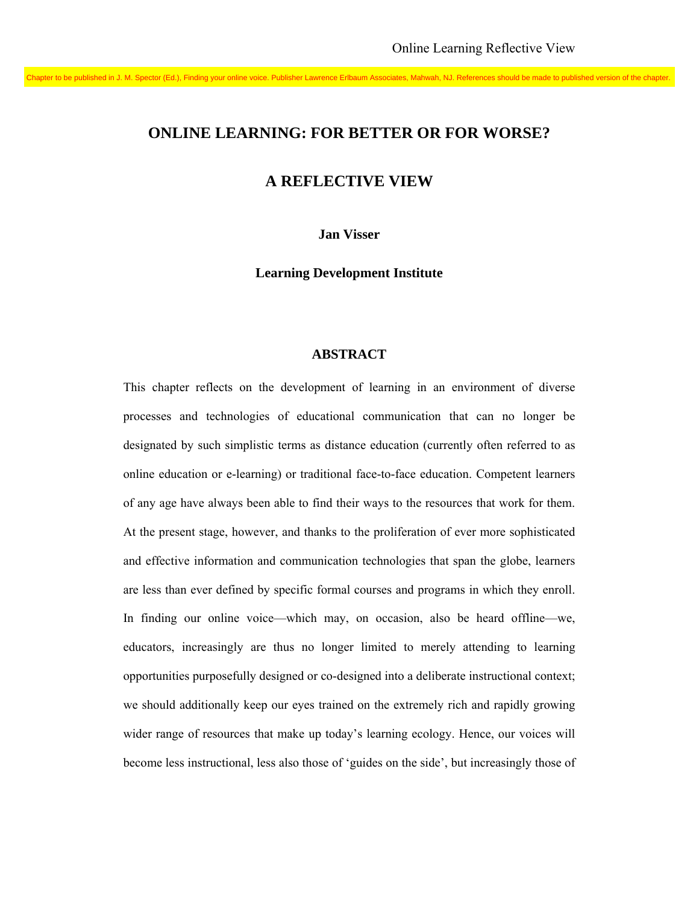Chapter to be published in J. M. Spector (Ed.), Finding your online voice. Publisher Lawrence Erlbaum Associates, Mahwah, NJ. References should be made to published version of the chapter.

# ONLINE LEARNING: FOR BETTER OR FOR WORSE?

# A REFLECTIVE VIEW

**Jan Visser**

**Learning Development Institute**

## ABSTRACT

This chapter reflects on the development of learning in an environment of diverse processes and technologies of educational communication that can no longer be designated by such simplistic terms as distance education (currently often referred to as online education or e-learning) or traditional face-to-face education. Competent learners of any age have always been able to find their ways to the resources that work for them. At the present stage, however, and thanks to the proliferation of ever more sophisticated and effective information and communication technologies that span the globe, learners are less than ever defined by specific formal courses and programs in which they enroll. In finding our online voice—which may, on occasion, also be heard offline—we, educators, increasingly are thus no longer limited to merely attending to learning opportunities purposefully designed or co-designed into a deliberate instructional context; we should additionally keep our eyes trained on the extremely rich and rapidly growing wider range of resources that make up today's learning ecology. Hence, our voices will become less instructional, less also those of 'guides on the side', but increasingly those of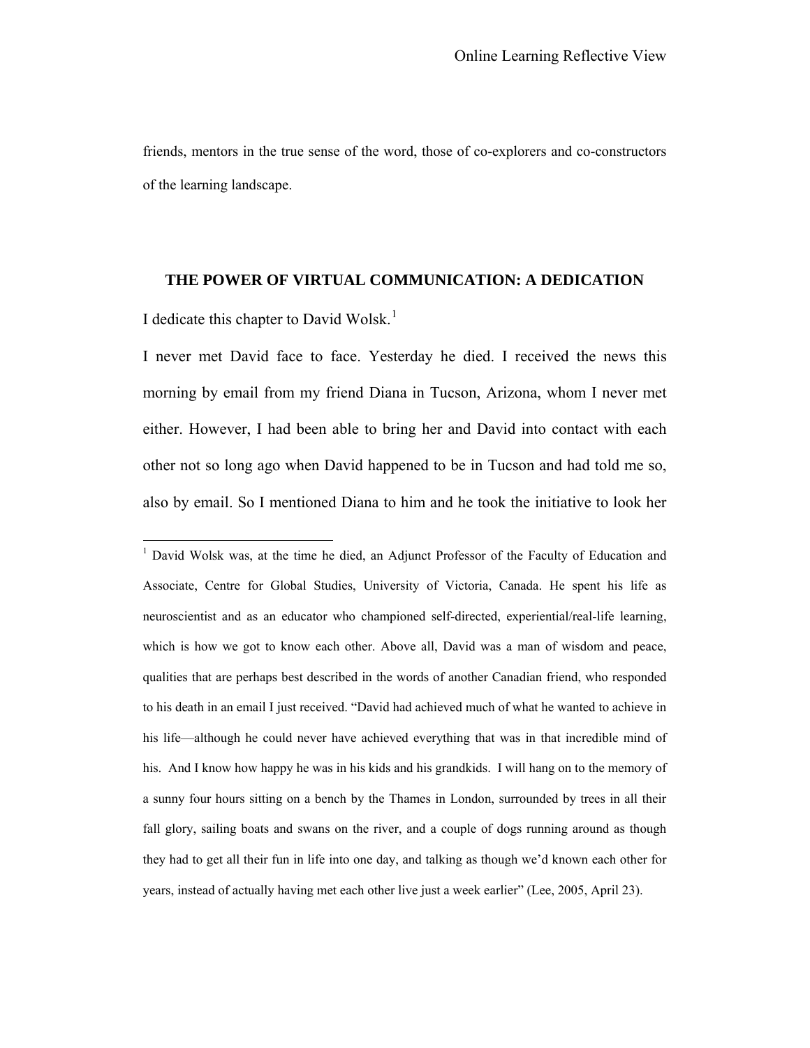friends, mentors in the true sense of the word, those of co-explorers and co-constructors of the learning landscape.

## THE POWER OF VIRTUAL COMMUNICATION: A DEDICATION

I dedicate this chapter to David Wolsk.[1]

I never met David face to face. Yesterday he died. I received the news this morning by email from my friend Diana in Tucson, Arizona, whom I never met either. However, I had been able to bring her and David into contact with each other not so long ago when David happened to be in Tucson and had told me so, also by email. So I mentioned Diana to him and he took the initiative to look her

---

[1] David Wolsk was, at the time he died, an Adjunct Professor of the Faculty of Education and Associate, Centre for Global Studies, University of Victoria, Canada. He spent his life as neuroscientist and as an educator who championed self-directed, experiential/real-life learning, which is how we got to know each other. Above all, David was a man of wisdom and peace, qualities that are perhaps best described in the words of another Canadian friend, who responded to his death in an email I just received. "David had achieved much of what he wanted to achieve in his life—although he could never have achieved everything that was in that incredible mind of his. And I know how happy he was in his kids and his grandkids. I will hang on to the memory of a sunny four hours sitting on a bench by the Thames in London, surrounded by trees in all their fall glory, sailing boats and swans on the river, and a couple of dogs running around as though they had to get all their fun in life into one day, and talking as though we'd known each other for years, instead of actually having met each other live just a week earlier" (Lee, 2005, April 23).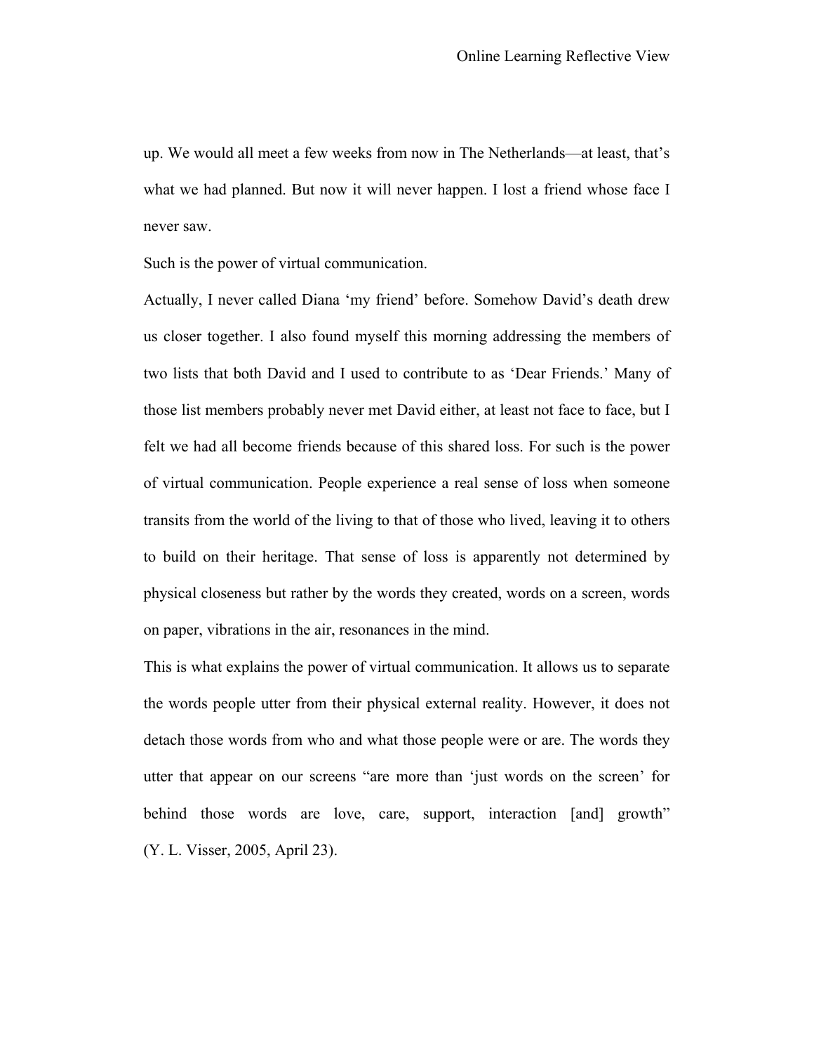up. We would all meet a few weeks from now in The Netherlands—at least, that's what we had planned. But now it will never happen. I lost a friend whose face I never saw.

Such is the power of virtual communication.

Actually, I never called Diana 'my friend' before. Somehow David's death drew us closer together. I also found myself this morning addressing the members of two lists that both David and I used to contribute to as 'Dear Friends.' Many of those list members probably never met David either, at least not face to face, but I felt we had all become friends because of this shared loss. For such is the power of virtual communication. People experience a real sense of loss when someone transits from the world of the living to that of those who lived, leaving it to others to build on their heritage. That sense of loss is apparently not determined by physical closeness but rather by the words they created, words on a screen, words on paper, vibrations in the air, resonances in the mind.

This is what explains the power of virtual communication. It allows us to separate the words people utter from their physical external reality. However, it does not detach those words from who and what those people were or are. The words they utter that appear on our screens "are more than 'just words on the screen' for behind those words are love, care, support, interaction [and] growth" (Y. L. Visser, 2005, April 23).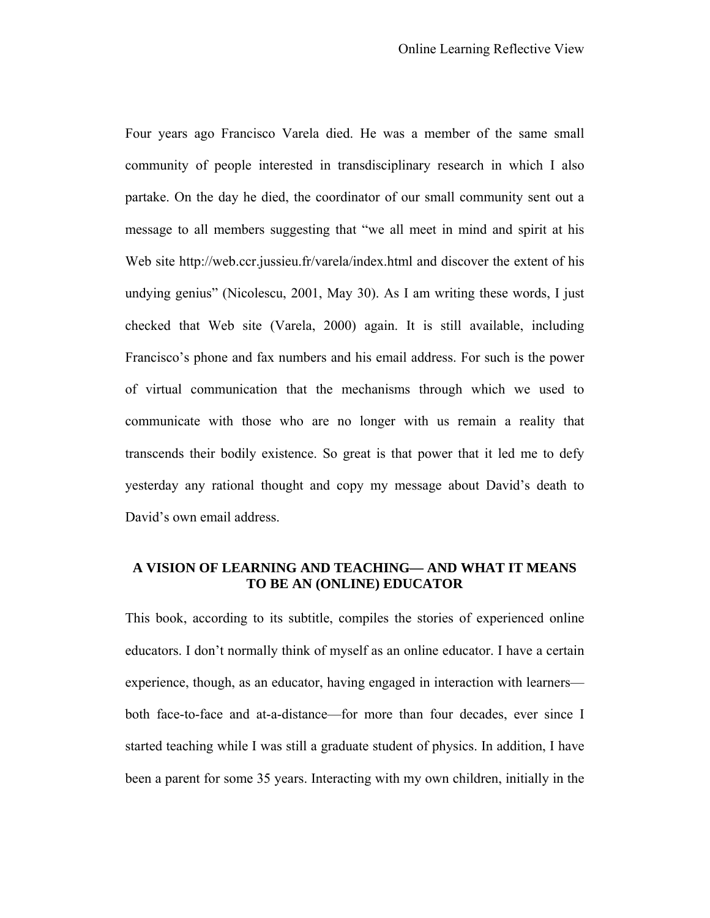Four years ago Francisco Varela died. He was a member of the same small community of people interested in transdisciplinary research in which I also partake. On the day he died, the coordinator of our small community sent out a message to all members suggesting that "we all meet in mind and spirit at his Web site http://web.ccr.jussieu.fr/varela/index.html and discover the extent of his undying genius" (Nicolescu, 2001, May 30). As I am writing these words, I just checked that Web site (Varela, 2000) again. It is still available, including Francisco's phone and fax numbers and his email address. For such is the power of virtual communication that the mechanisms through which we used to communicate with those who are no longer with us remain a reality that transcends their bodily existence. So great is that power that it led me to defy yesterday any rational thought and copy my message about David's death to David's own email address.

## A VISION OF LEARNING AND TEACHING— AND WHAT IT MEANS TO BE AN (ONLINE) EDUCATOR

This book, according to its subtitle, compiles the stories of experienced online educators. I don't normally think of myself as an online educator. I have a certain experience, though, as an educator, having engaged in interaction with learners—both face-to-face and at-a-distance—for more than four decades, ever since I started teaching while I was still a graduate student of physics. In addition, I have been a parent for some 35 years. Interacting with my own children, initially in the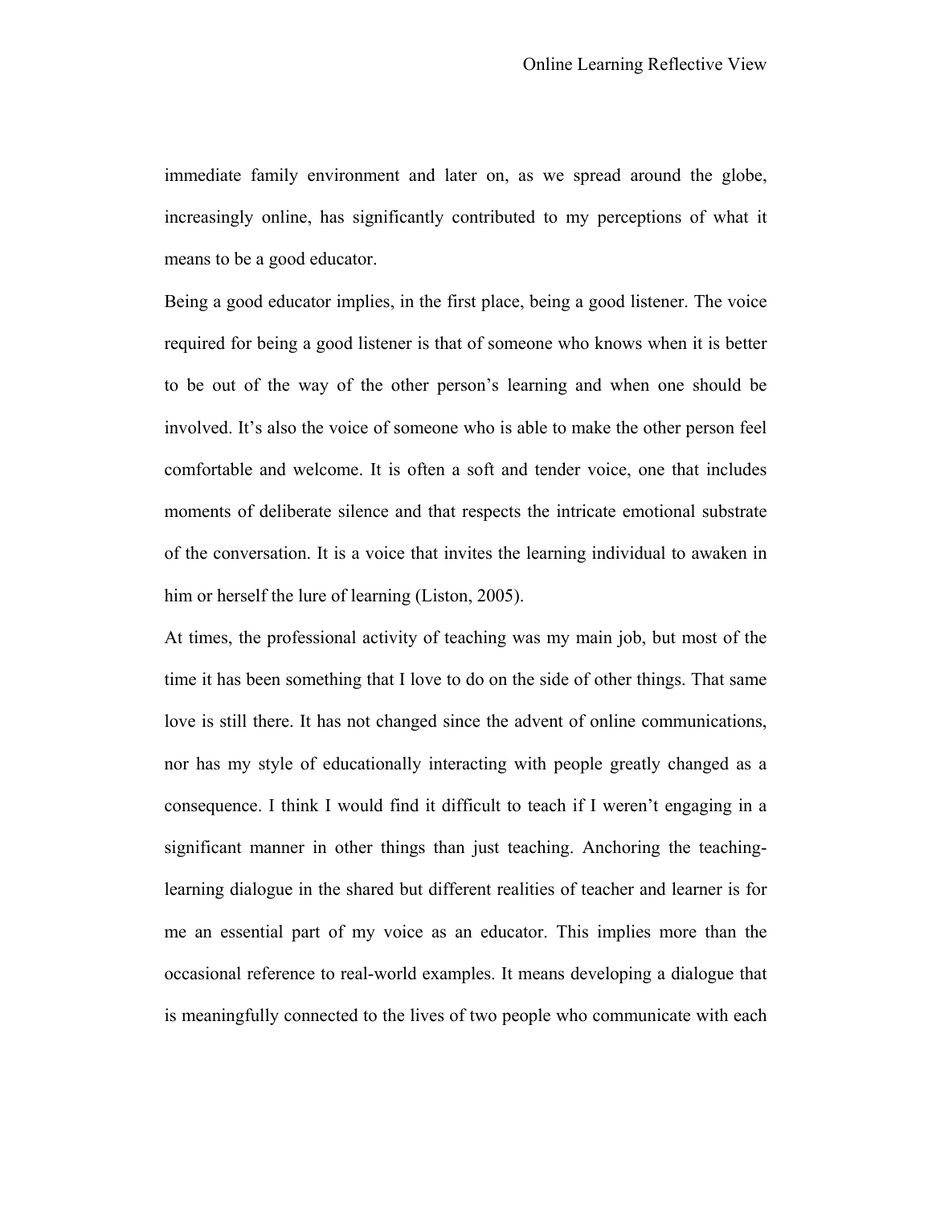immediate family environment and later on, as we spread around the globe, increasingly online, has significantly contributed to my perceptions of what it means to be a good educator.

Being a good educator implies, in the first place, being a good listener. The voice required for being a good listener is that of someone who knows when it is better to be out of the way of the other person's learning and when one should be involved. It's also the voice of someone who is able to make the other person feel comfortable and welcome. It is often a soft and tender voice, one that includes moments of deliberate silence and that respects the intricate emotional substrate of the conversation. It is a voice that invites the learning individual to awaken in him or herself the lure of learning (Liston, 2005).

At times, the professional activity of teaching was my main job, but most of the time it has been something that I love to do on the side of other things. That same love is still there. It has not changed since the advent of online communications, nor has my style of educationally interacting with people greatly changed as a consequence. I think I would find it difficult to teach if I weren't engaging in a significant manner in other things than just teaching. Anchoring the teaching-learning dialogue in the shared but different realities of teacher and learner is for me an essential part of my voice as an educator. This implies more than the occasional reference to real-world examples. It means developing a dialogue that is meaningfully connected to the lives of two people who communicate with each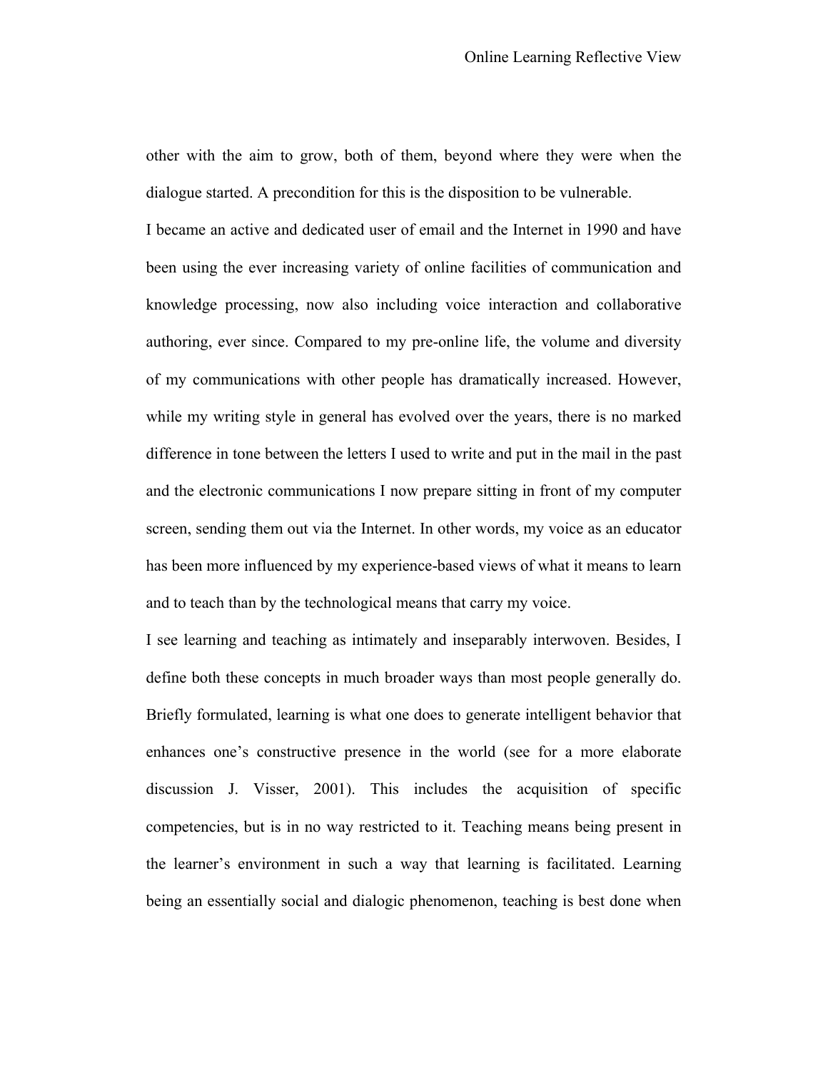other with the aim to grow, both of them, beyond where they were when the dialogue started. A precondition for this is the disposition to be vulnerable.

I became an active and dedicated user of email and the Internet in 1990 and have been using the ever increasing variety of online facilities of communication and knowledge processing, now also including voice interaction and collaborative authoring, ever since. Compared to my pre-online life, the volume and diversity of my communications with other people has dramatically increased. However, while my writing style in general has evolved over the years, there is no marked difference in tone between the letters I used to write and put in the mail in the past and the electronic communications I now prepare sitting in front of my computer screen, sending them out via the Internet. In other words, my voice as an educator has been more influenced by my experience-based views of what it means to learn and to teach than by the technological means that carry my voice.

I see learning and teaching as intimately and inseparably interwoven. Besides, I define both these concepts in much broader ways than most people generally do. Briefly formulated, learning is what one does to generate intelligent behavior that enhances one's constructive presence in the world (see for a more elaborate discussion J. Visser, 2001). This includes the acquisition of specific competencies, but is in no way restricted to it. Teaching means being present in the learner's environment in such a way that learning is facilitated. Learning being an essentially social and dialogic phenomenon, teaching is best done when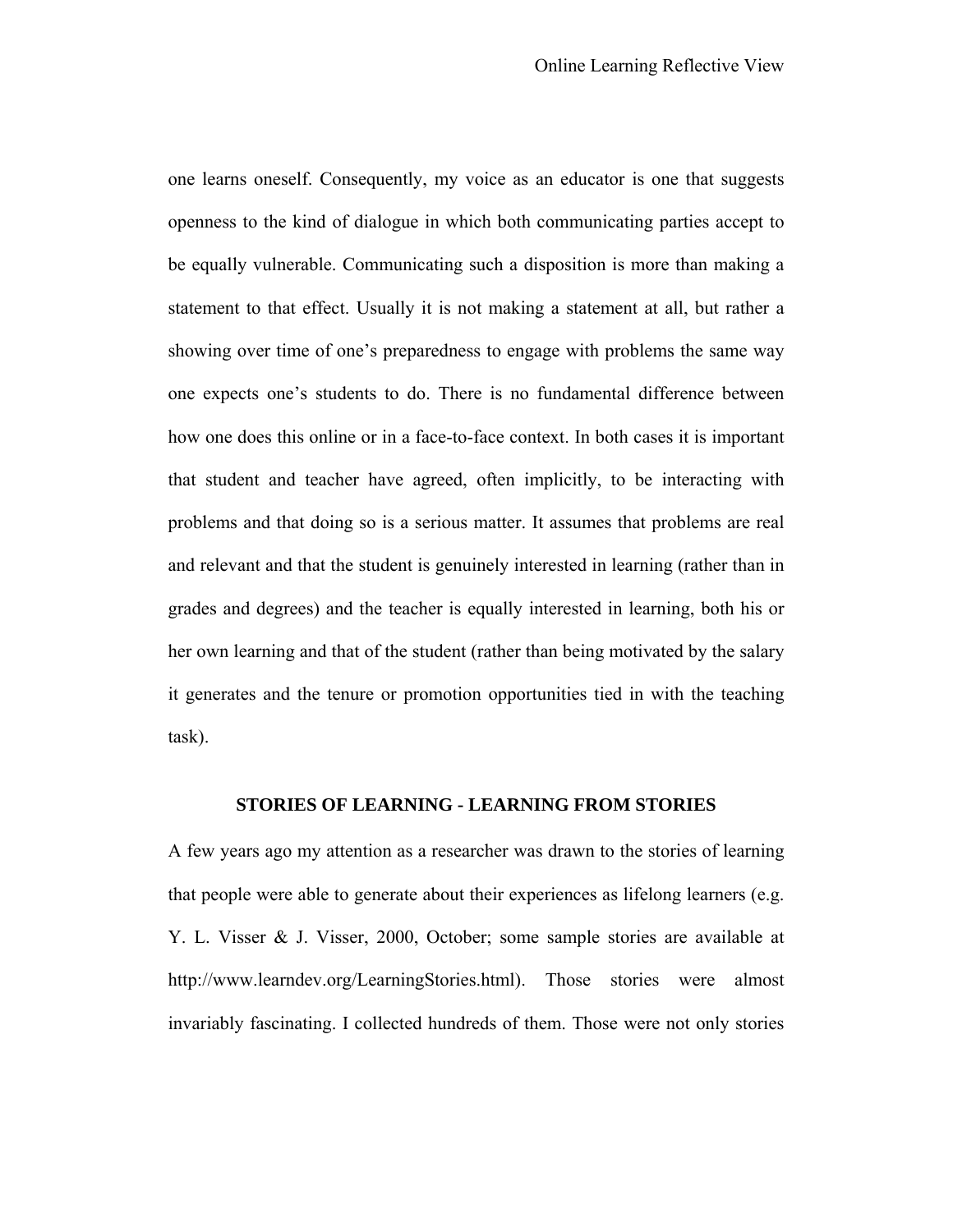one learns oneself. Consequently, my voice as an educator is one that suggests openness to the kind of dialogue in which both communicating parties accept to be equally vulnerable. Communicating such a disposition is more than making a statement to that effect. Usually it is not making a statement at all, but rather a showing over time of one's preparedness to engage with problems the same way one expects one's students to do. There is no fundamental difference between how one does this online or in a face-to-face context. In both cases it is important that student and teacher have agreed, often implicitly, to be interacting with problems and that doing so is a serious matter. It assumes that problems are real and relevant and that the student is genuinely interested in learning (rather than in grades and degrees) and the teacher is equally interested in learning, both his or her own learning and that of the student (rather than being motivated by the salary it generates and the tenure or promotion opportunities tied in with the teaching task).

## STORIES OF LEARNING - LEARNING FROM STORIES

A few years ago my attention as a researcher was drawn to the stories of learning that people were able to generate about their experiences as lifelong learners (e.g. Y. L. Visser & J. Visser, 2000, October; some sample stories are available at http://www.learndev.org/LearningStories.html). Those stories were almost invariably fascinating. I collected hundreds of them. Those were not only stories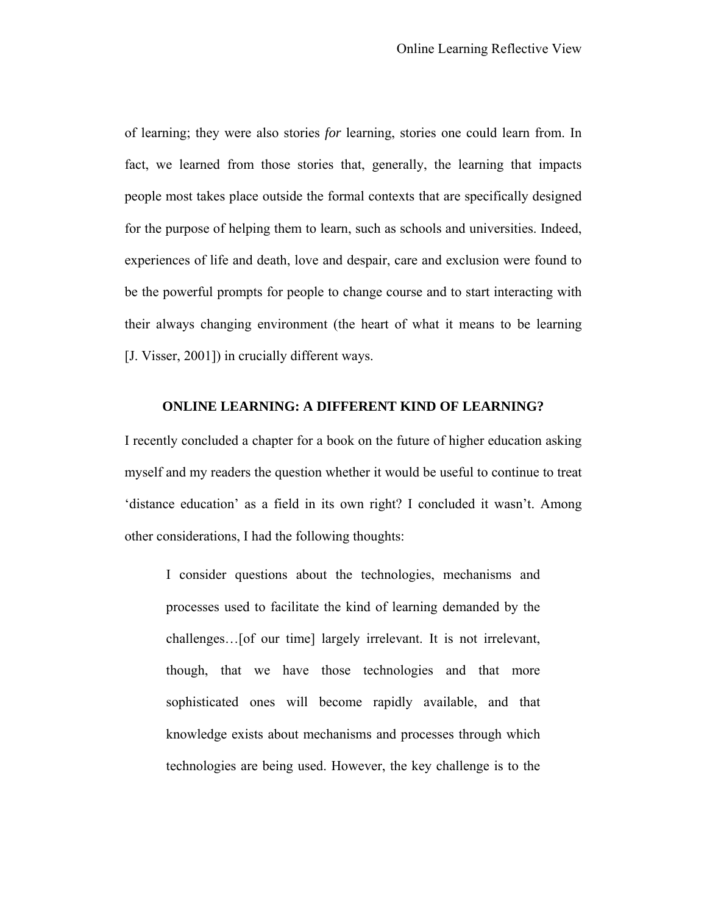of learning; they were also stories *for* learning, stories one could learn from. In fact, we learned from those stories that, generally, the learning that impacts people most takes place outside the formal contexts that are specifically designed for the purpose of helping them to learn, such as schools and universities. Indeed, experiences of life and death, love and despair, care and exclusion were found to be the powerful prompts for people to change course and to start interacting with their always changing environment (the heart of what it means to be learning [J. Visser, 2001]) in crucially different ways.

## ONLINE LEARNING: A DIFFERENT KIND OF LEARNING?

I recently concluded a chapter for a book on the future of higher education asking myself and my readers the question whether it would be useful to continue to treat 'distance education' as a field in its own right? I concluded it wasn't. Among other considerations, I had the following thoughts:

> I consider questions about the technologies, mechanisms and processes used to facilitate the kind of learning demanded by the challenges…[of our time] largely irrelevant. It is not irrelevant, though, that we have those technologies and that more sophisticated ones will become rapidly available, and that knowledge exists about mechanisms and processes through which technologies are being used. However, the key challenge is to the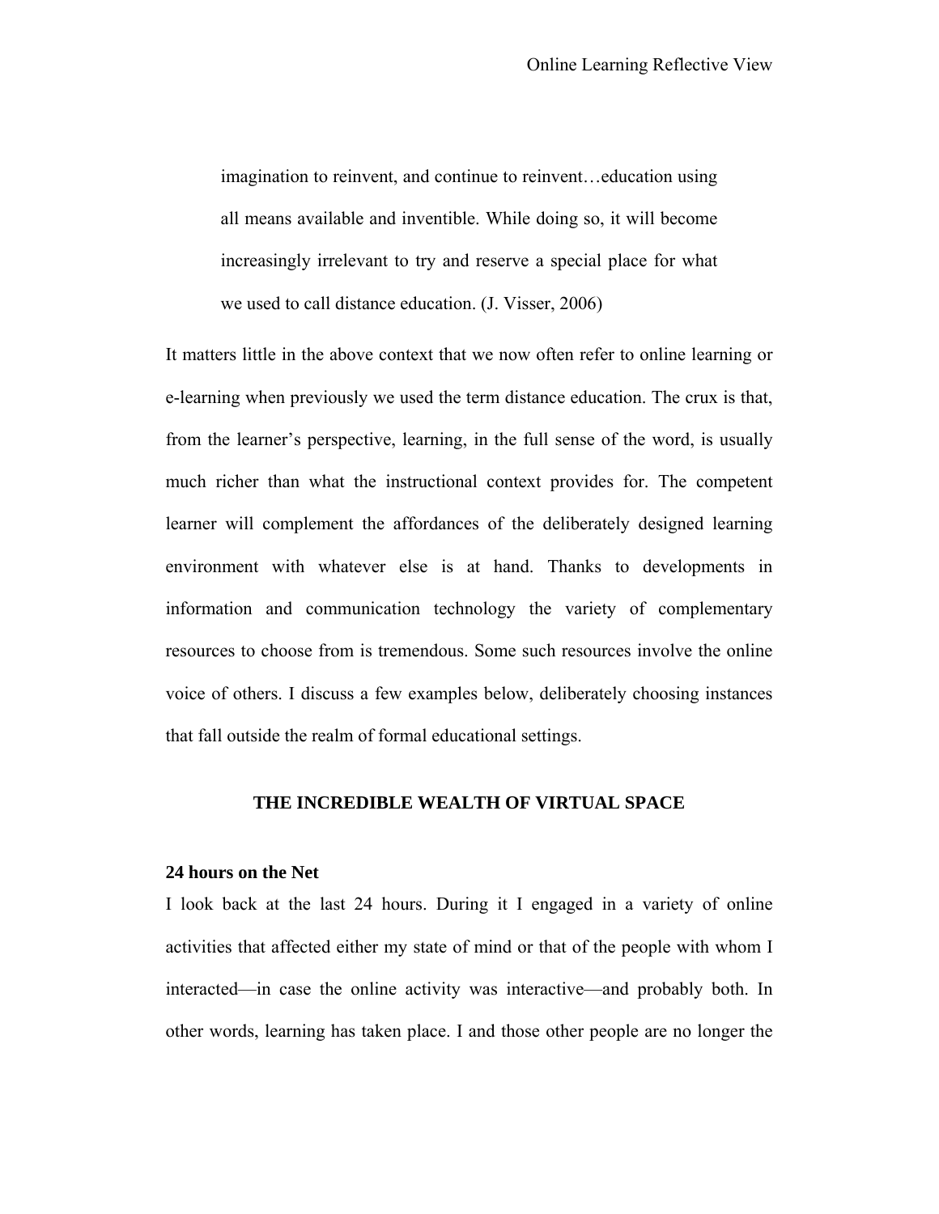> imagination to reinvent, and continue to reinvent…education using all means available and inventible. While doing so, it will become increasingly irrelevant to try and reserve a special place for what we used to call distance education. (J. Visser, 2006)

It matters little in the above context that we now often refer to online learning or e-learning when previously we used the term distance education. The crux is that, from the learner's perspective, learning, in the full sense of the word, is usually much richer than what the instructional context provides for. The competent learner will complement the affordances of the deliberately designed learning environment with whatever else is at hand. Thanks to developments in information and communication technology the variety of complementary resources to choose from is tremendous. Some such resources involve the online voice of others. I discuss a few examples below, deliberately choosing instances that fall outside the realm of formal educational settings.

## THE INCREDIBLE WEALTH OF VIRTUAL SPACE

### 24 hours on the Net

I look back at the last 24 hours. During it I engaged in a variety of online activities that affected either my state of mind or that of the people with whom I interacted—in case the online activity was interactive—and probably both. In other words, learning has taken place. I and those other people are no longer the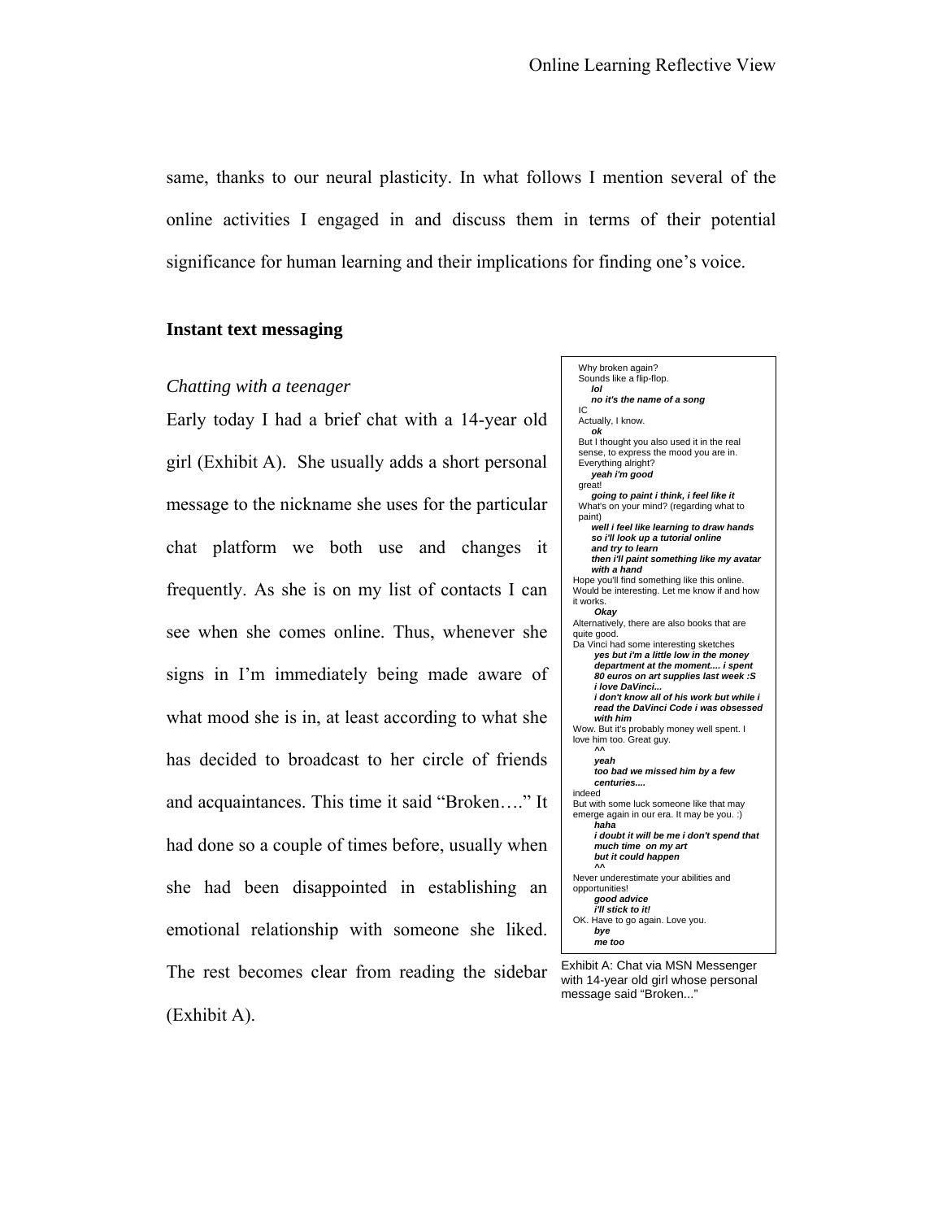same, thanks to our neural plasticity. In what follows I mention several of the online activities I engaged in and discuss them in terms of their potential significance for human learning and their implications for finding one's voice.

## Instant text messaging

### *Chatting with a teenager*

Early today I had a brief chat with a 14-year old girl (Exhibit A). She usually adds a short personal message to the nickname she uses for the particular chat platform we both use and changes it frequently. As she is on my list of contacts I can see when she comes online. Thus, whenever she signs in I'm immediately being made aware of what mood she is in, at least according to what she has decided to broadcast to her circle of friends and acquaintances. This time it said "Broken…." It had done so a couple of times before, usually when she had been disappointed in establishing an emotional relationship with someone she liked. The rest becomes clear from reading the sidebar (Exhibit A).

> Why broken again?
> Sounds like a flip-flop.
> ***lol***
> ***no it's the name of a song***
> IC
> Actually, I know.
> ***ok***
> But I thought you also used it in the real sense, to express the mood you are in.
> Everything alright?
> ***yeah i'm good***
> great!
> ***going to paint i think, i feel like it***
> What's on your mind? (regarding what to paint)
> ***well i feel like learning to draw hands***
> ***so i'll look up a tutorial online***
> ***and try to learn***
> ***then i'll paint something like my avatar with a hand***
> Hope you'll find something like this online. Would be interesting. Let me know if and how it works.
> ***Okay***
> Alternatively, there are also books that are quite good.
> Da Vinci had some interesting sketches
> ***yes but i'm a little low in the money department at the moment.... i spent 80 euros on art supplies last week :S***
> ***i love DaVinci...***
> ***i don't know all of his work but while i read the DaVinci Code i was obsessed with him***
> Wow. But it's probably money well spent. I love him too. Great guy.
> ***^^***
> ***yeah***
> ***too bad we missed him by a few centuries....***
> indeed
> But with some luck someone like that may emerge again in our era. It may be you. :)
> ***haha***
> ***i doubt it will be me i don't spend that much time on my art***
> ***but it could happen***
> ***^^***
> Never underestimate your abilities and opportunities!
> ***good advice***
> ***i'll stick to it!***
> OK. Have to go again. Love you.
> ***bye***
> ***me too***

Exhibit A: Chat via MSN Messenger with 14-year old girl whose personal message said "Broken..."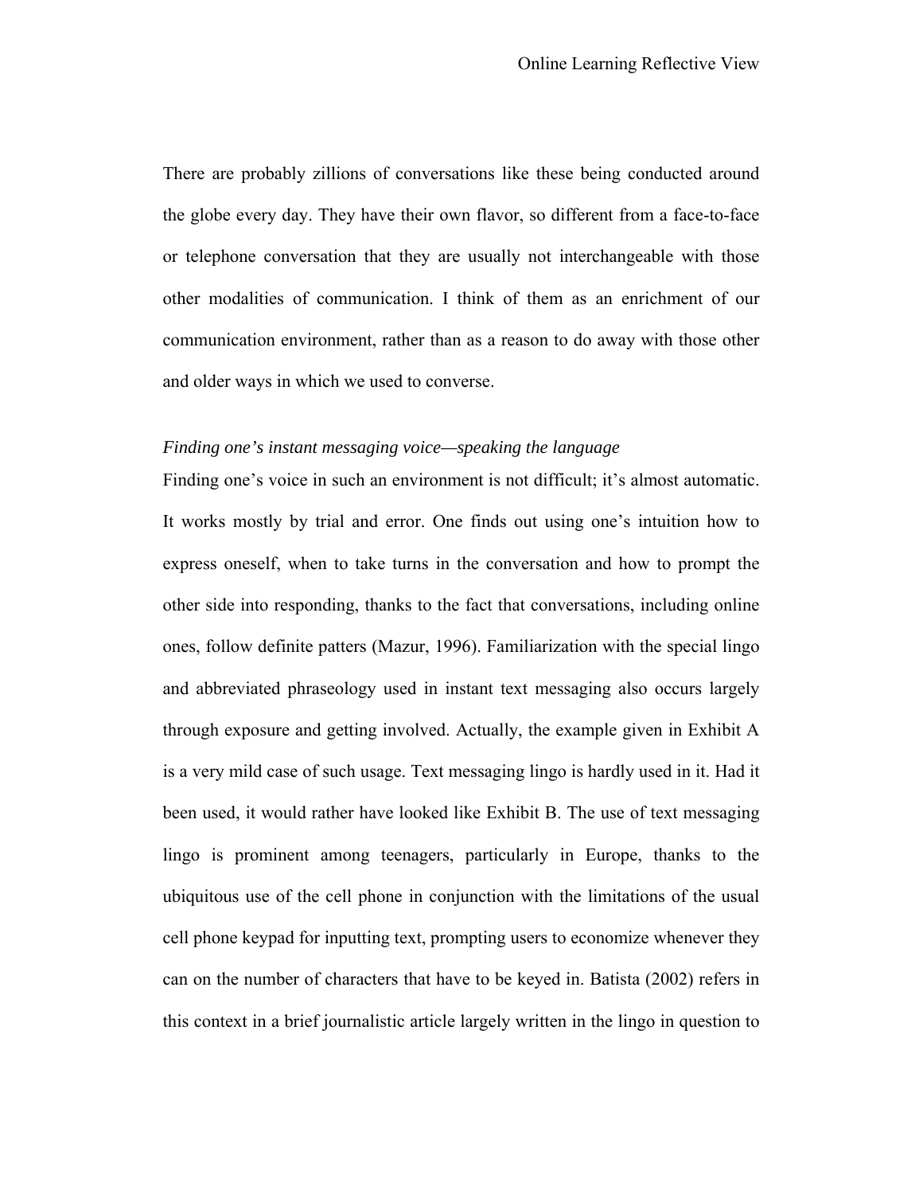There are probably zillions of conversations like these being conducted around the globe every day. They have their own flavor, so different from a face-to-face or telephone conversation that they are usually not interchangeable with those other modalities of communication. I think of them as an enrichment of our communication environment, rather than as a reason to do away with those other and older ways in which we used to converse.

*Finding one's instant messaging voice—speaking the language*

Finding one's voice in such an environment is not difficult; it's almost automatic. It works mostly by trial and error. One finds out using one's intuition how to express oneself, when to take turns in the conversation and how to prompt the other side into responding, thanks to the fact that conversations, including online ones, follow definite patters (Mazur, 1996). Familiarization with the special lingo and abbreviated phraseology used in instant text messaging also occurs largely through exposure and getting involved. Actually, the example given in Exhibit A is a very mild case of such usage. Text messaging lingo is hardly used in it. Had it been used, it would rather have looked like Exhibit B. The use of text messaging lingo is prominent among teenagers, particularly in Europe, thanks to the ubiquitous use of the cell phone in conjunction with the limitations of the usual cell phone keypad for inputting text, prompting users to economize whenever they can on the number of characters that have to be keyed in. Batista (2002) refers in this context in a brief journalistic article largely written in the lingo in question to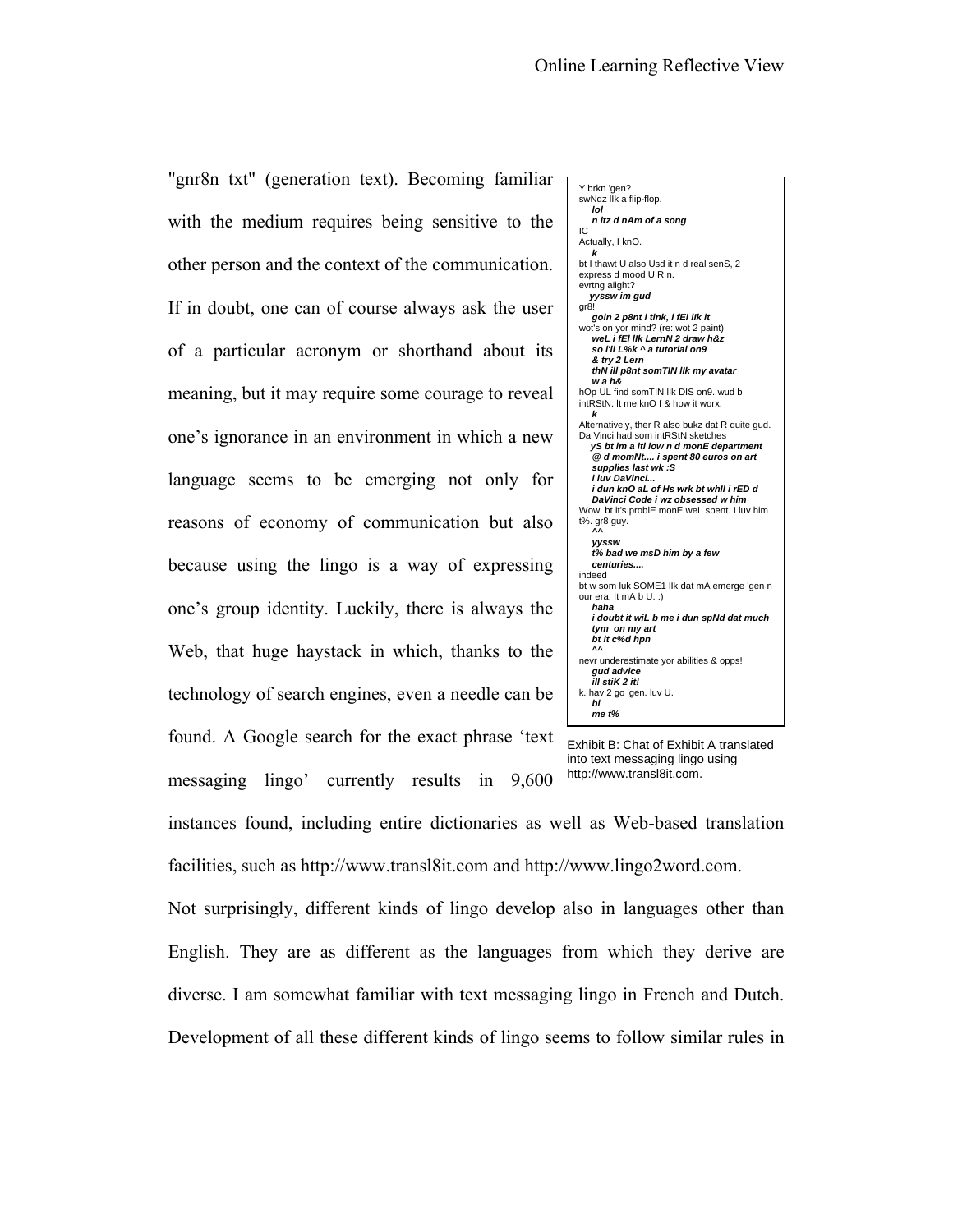"gnr8n txt" (generation text). Becoming familiar with the medium requires being sensitive to the other person and the context of the communication. If in doubt, one can of course always ask the user of a particular acronym or shorthand about its meaning, but it may require some courage to reveal one's ignorance in an environment in which a new language seems to be emerging not only for reasons of economy of communication but also because using the lingo is a way of expressing one's group identity. Luckily, there is always the Web, that huge haystack in which, thanks to the technology of search engines, even a needle can be found. A Google search for the exact phrase 'text messaging lingo' currently results in 9,600 instances found, including entire dictionaries as well as Web-based translation facilities, such as http://www.transl8it.com and http://www.lingo2word.com.

> Y brkn 'gen?
> swNdz llk a flip-flop.
>     ***lol***
>     ***n itz d nAm of a song***
> IC
> Actually, I knO.
>     ***k***
> bt I thawt U also Usd it n d real senS, 2 express d mood U R n.
> evrtng aiight?
>     ***yyssw im gud***
> gr8!
>     ***goin 2 p8nt i tink, i fEl llk it***
> wot's on yor mind? (re: wot 2 paint)
>     ***weL i fEl llk LernN 2 draw h&z***
>     ***so i'll L%k ^ a tutorial on9***
>     ***& try 2 Lern***
>     ***thN ill p8nt somTIN llk my avatar***
>     ***w a h&***
> hOp UL find somTIN llk DIS on9. wud b intRStN. lt me knO f & how it worx.
>     ***k***
> Alternatively, ther R also bukz dat R quite gud. Da Vinci had som intRStN sketches
>     ***yS bt im a ltl low n d monE department***
>     ***@ d momNt.... i spent 80 euros on art supplies last wk :S***
>     ***i luv DaVinci...***
>     ***i dun knO aL of Hs wrk bt whll i rED d DaVinci Code i wz obsessed w him***
> Wow. bt it's problE monE weL spent. I luv him t%. gr8 guy.
>     ***^^***
>     ***yyssw***
>     ***t% bad we msD him by a few centuries....***
> indeed
> bt w som luk SOME1 llk dat mA emerge 'gen n our era. It mA b U. :)
>     ***haha***
>     ***i doubt it wiL b me i dun spNd dat much tym on my art***
>     ***bt it c%d hpn***
>     ***^^***
> nevr underestimate yor abilities & opps!
>     ***gud advice***
>     ***ill stiK 2 it!***
> k. hav 2 go 'gen. luv U.
>     ***bi***
>     ***me t%***

Exhibit B: Chat of Exhibit A translated into text messaging lingo using http://www.transl8it.com.

Not surprisingly, different kinds of lingo develop also in languages other than English. They are as different as the languages from which they derive are diverse. I am somewhat familiar with text messaging lingo in French and Dutch. Development of all these different kinds of lingo seems to follow similar rules in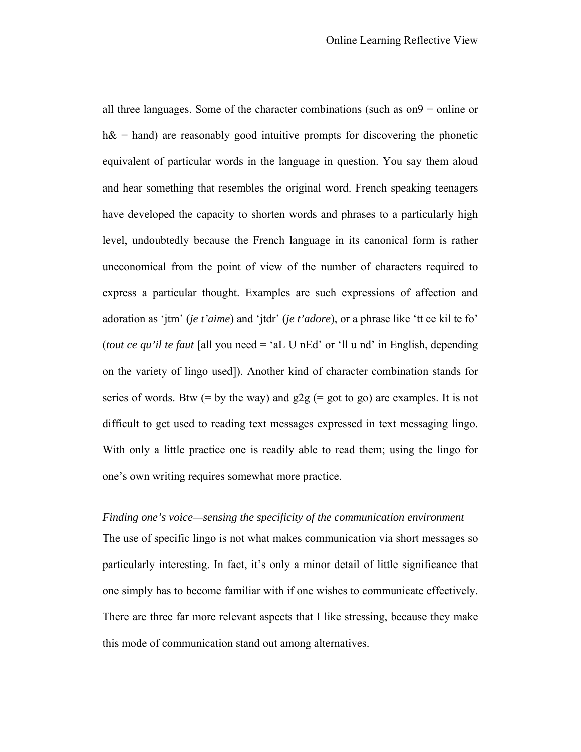all three languages. Some of the character combinations (such as on9 = online or h& = hand) are reasonably good intuitive prompts for discovering the phonetic equivalent of particular words in the language in question. You say them aloud and hear something that resembles the original word. French speaking teenagers have developed the capacity to shorten words and phrases to a particularly high level, undoubtedly because the French language in its canonical form is rather uneconomical from the point of view of the number of characters required to express a particular thought. Examples are such expressions of affection and adoration as 'jtm' (*je t'aime*) and 'jtdr' (*je t'adore*), or a phrase like 'tt ce kil te fo' (*tout ce qu'il te faut* [all you need = 'aL U nEd' or 'll u nd' in English, depending on the variety of lingo used]). Another kind of character combination stands for series of words. Btw (= by the way) and g2g (= got to go) are examples. It is not difficult to get used to reading text messages expressed in text messaging lingo. With only a little practice one is readily able to read them; using the lingo for one's own writing requires somewhat more practice.

*Finding one's voice—sensing the specificity of the communication environment*

The use of specific lingo is not what makes communication via short messages so particularly interesting. In fact, it's only a minor detail of little significance that one simply has to become familiar with if one wishes to communicate effectively. There are three far more relevant aspects that I like stressing, because they make this mode of communication stand out among alternatives.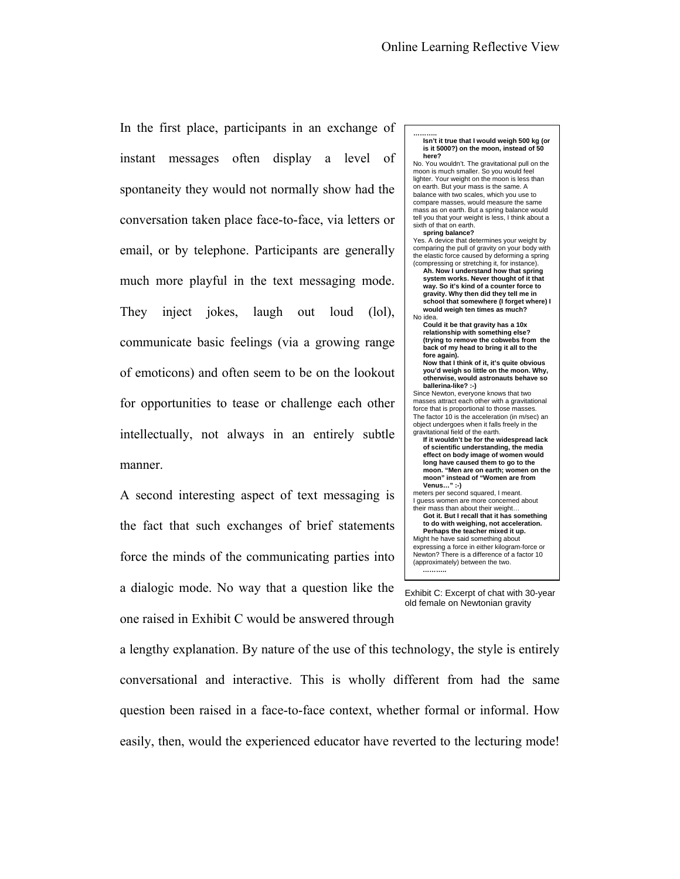In the first place, participants in an exchange of instant messages often display a level of spontaneity they would not normally show had the conversation taken place face-to-face, via letters or email, or by telephone. Participants are generally much more playful in the text messaging mode. They inject jokes, laugh out loud (lol), communicate basic feelings (via a growing range of emoticons) and often seem to be on the lookout for opportunities to tease or challenge each other intellectually, not always in an entirely subtle manner.

> ..........
>
> **Isn't it true that I would weigh 500 kg (or is it 5000?) on the moon, instead of 50 here?**
>
> No. You wouldn't. The gravitational pull on the moon is much smaller. So you would feel lighter. Your weight on the moon is less than on earth. But your mass is the same. A balance with two scales, which you use to compare masses, would measure the same mass as on earth. But a spring balance would tell you that your weight is less, I think about a sixth of that on earth.
>
> **spring balance?**
>
> Yes. A device that determines your weight by comparing the pull of gravity on your body with the elastic force caused by deforming a spring (compressing or stretching it, for instance).
>
> **Ah. Now I understand how that spring system works. Never thought of it that way. So it's kind of a counter force to gravity. Why then did they tell me in school that somewhere (I forget where) I would weigh ten times as much?**
>
> No idea.
>
> **Could it be that gravity has a 10x relationship with something else? (trying to remove the cobwebs from the back of my head to bring it all to the fore again).**
>
> **Now that I think of it, it's quite obvious you'd weigh so little on the moon. Why, otherwise, would astronauts behave so ballerina-like? :-)**
>
> Since Newton, everyone knows that two masses attract each other with a gravitational force that is proportional to those masses. The factor 10 is the acceleration (in m/sec) an object undergoes when it falls freely in the gravitational field of the earth.
>
> **If it wouldn't be for the widespread lack of scientific understanding, the media effect on body image of women would long have caused them to go to the moon. "Men are on earth; women on the moon" instead of "Women are from Venus…" :-)**
>
> meters per second squared, I meant.
>
> I guess women are more concerned about their mass than about their weight…
>
> **Got it. But I recall that it has something to do with weighing, not acceleration. Perhaps the teacher mixed it up.**
>
> Might he have said something about expressing a force in either kilogram-force or Newton? There is a difference of a factor 10 (approximately) between the two.
>
> ..........

Exhibit C: Excerpt of chat with 30-year old female on Newtonian gravity

A second interesting aspect of text messaging is the fact that such exchanges of brief statements force the minds of the communicating parties into a dialogic mode. No way that a question like the one raised in Exhibit C would be answered through a lengthy explanation. By nature of the use of this technology, the style is entirely conversational and interactive. This is wholly different from had the same question been raised in a face-to-face context, whether formal or informal. How easily, then, would the experienced educator have reverted to the lecturing mode!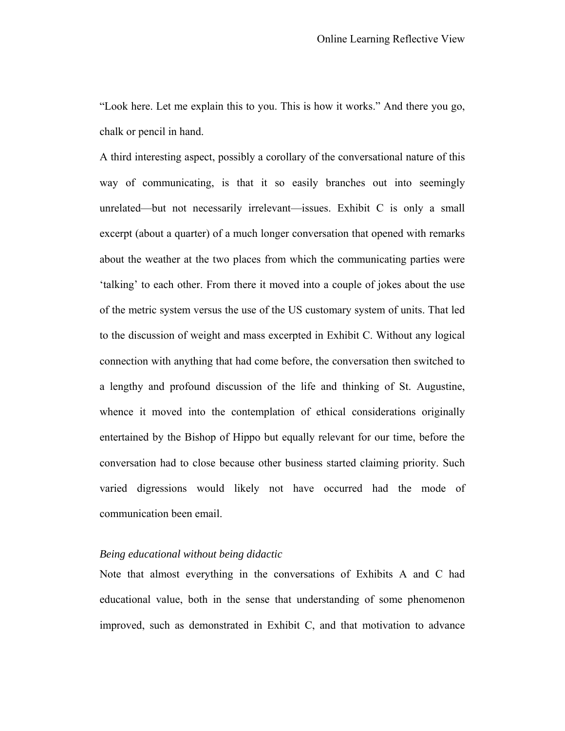"Look here. Let me explain this to you. This is how it works." And there you go, chalk or pencil in hand.

A third interesting aspect, possibly a corollary of the conversational nature of this way of communicating, is that it so easily branches out into seemingly unrelated—but not necessarily irrelevant—issues. Exhibit C is only a small excerpt (about a quarter) of a much longer conversation that opened with remarks about the weather at the two places from which the communicating parties were 'talking' to each other. From there it moved into a couple of jokes about the use of the metric system versus the use of the US customary system of units. That led to the discussion of weight and mass excerpted in Exhibit C. Without any logical connection with anything that had come before, the conversation then switched to a lengthy and profound discussion of the life and thinking of St. Augustine, whence it moved into the contemplation of ethical considerations originally entertained by the Bishop of Hippo but equally relevant for our time, before the conversation had to close because other business started claiming priority. Such varied digressions would likely not have occurred had the mode of communication been email.

### *Being educational without being didactic*

Note that almost everything in the conversations of Exhibits A and C had educational value, both in the sense that understanding of some phenomenon improved, such as demonstrated in Exhibit C, and that motivation to advance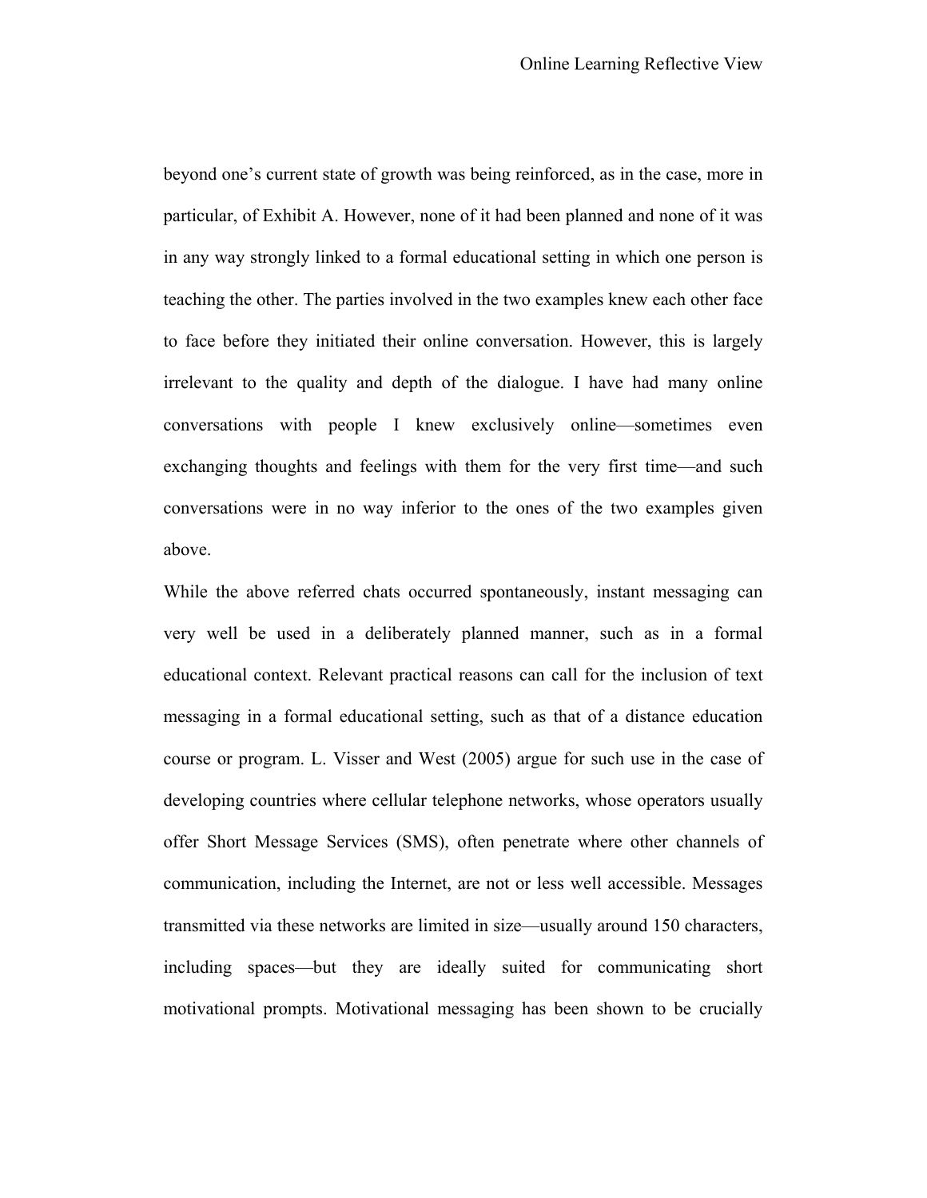beyond one’s current state of growth was being reinforced, as in the case, more in particular, of Exhibit A. However, none of it had been planned and none of it was in any way strongly linked to a formal educational setting in which one person is teaching the other. The parties involved in the two examples knew each other face to face before they initiated their online conversation. However, this is largely irrelevant to the quality and depth of the dialogue. I have had many online conversations with people I knew exclusively online—sometimes even exchanging thoughts and feelings with them for the very first time—and such conversations were in no way inferior to the ones of the two examples given above.

While the above referred chats occurred spontaneously, instant messaging can very well be used in a deliberately planned manner, such as in a formal educational context. Relevant practical reasons can call for the inclusion of text messaging in a formal educational setting, such as that of a distance education course or program. L. Visser and West (2005) argue for such use in the case of developing countries where cellular telephone networks, whose operators usually offer Short Message Services (SMS), often penetrate where other channels of communication, including the Internet, are not or less well accessible. Messages transmitted via these networks are limited in size—usually around 150 characters, including spaces—but they are ideally suited for communicating short motivational prompts. Motivational messaging has been shown to be crucially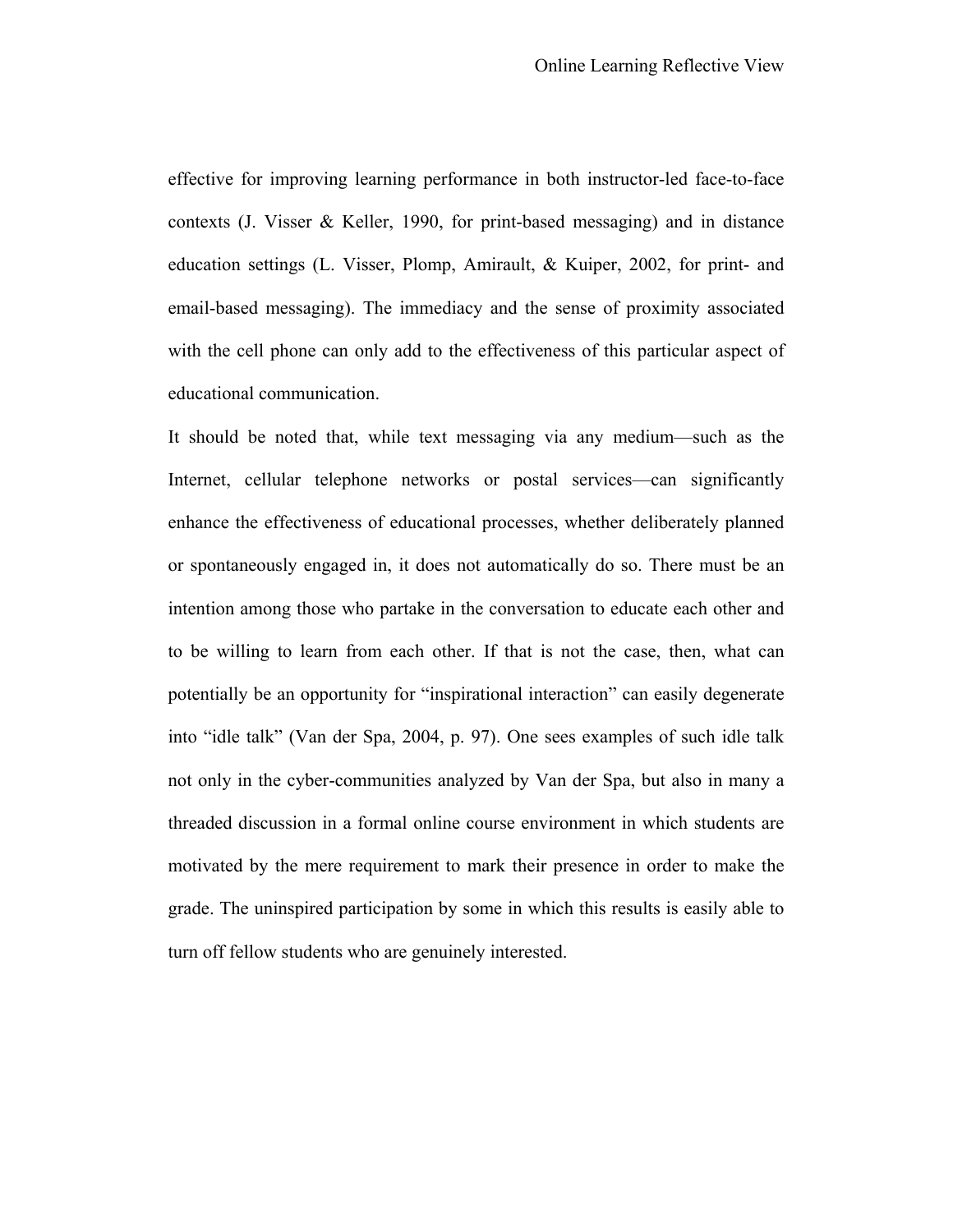effective for improving learning performance in both instructor-led face-to-face contexts (J. Visser & Keller, 1990, for print-based messaging) and in distance education settings (L. Visser, Plomp, Amirault, & Kuiper, 2002, for print- and email-based messaging). The immediacy and the sense of proximity associated with the cell phone can only add to the effectiveness of this particular aspect of educational communication.

It should be noted that, while text messaging via any medium—such as the Internet, cellular telephone networks or postal services—can significantly enhance the effectiveness of educational processes, whether deliberately planned or spontaneously engaged in, it does not automatically do so. There must be an intention among those who partake in the conversation to educate each other and to be willing to learn from each other. If that is not the case, then, what can potentially be an opportunity for "inspirational interaction" can easily degenerate into "idle talk" (Van der Spa, 2004, p. 97). One sees examples of such idle talk not only in the cyber-communities analyzed by Van der Spa, but also in many a threaded discussion in a formal online course environment in which students are motivated by the mere requirement to mark their presence in order to make the grade. The uninspired participation by some in which this results is easily able to turn off fellow students who are genuinely interested.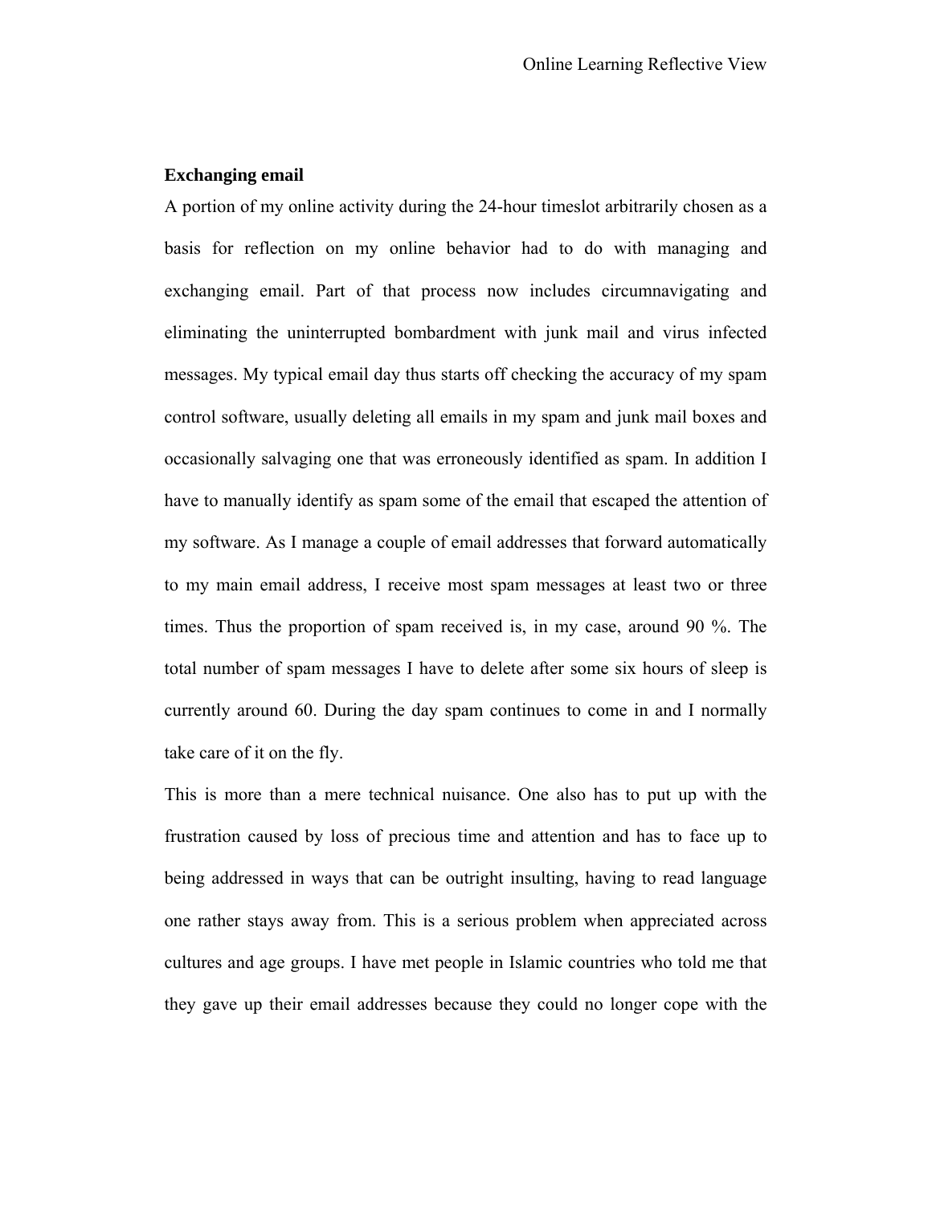### Exchanging email

A portion of my online activity during the 24-hour timeslot arbitrarily chosen as a basis for reflection on my online behavior had to do with managing and exchanging email. Part of that process now includes circumnavigating and eliminating the uninterrupted bombardment with junk mail and virus infected messages. My typical email day thus starts off checking the accuracy of my spam control software, usually deleting all emails in my spam and junk mail boxes and occasionally salvaging one that was erroneously identified as spam. In addition I have to manually identify as spam some of the email that escaped the attention of my software. As I manage a couple of email addresses that forward automatically to my main email address, I receive most spam messages at least two or three times. Thus the proportion of spam received is, in my case, around 90 %. The total number of spam messages I have to delete after some six hours of sleep is currently around 60. During the day spam continues to come in and I normally take care of it on the fly.

This is more than a mere technical nuisance. One also has to put up with the frustration caused by loss of precious time and attention and has to face up to being addressed in ways that can be outright insulting, having to read language one rather stays away from. This is a serious problem when appreciated across cultures and age groups. I have met people in Islamic countries who told me that they gave up their email addresses because they could no longer cope with the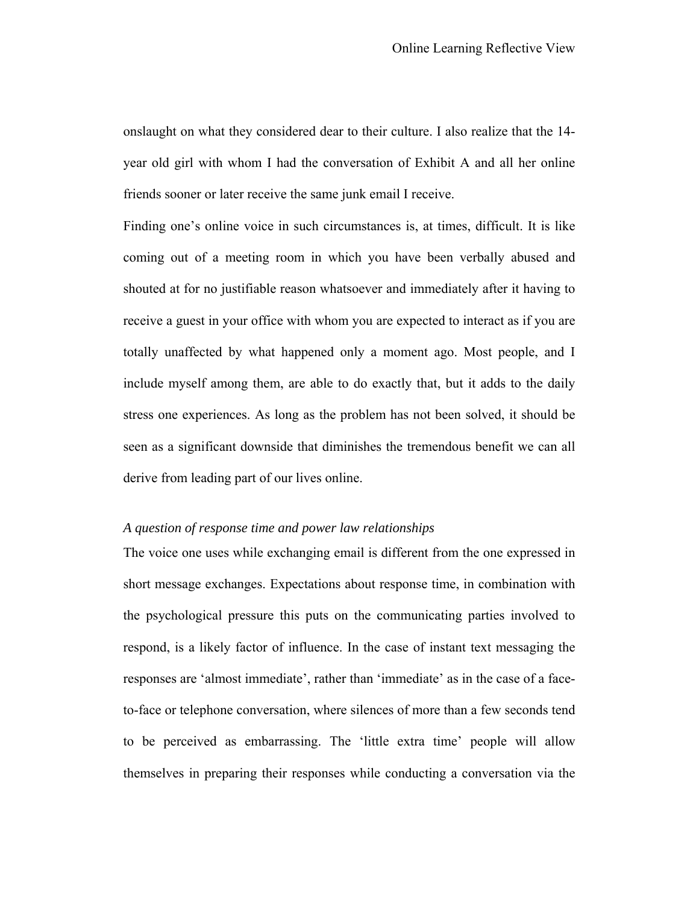onslaught on what they considered dear to their culture. I also realize that the 14-year old girl with whom I had the conversation of Exhibit A and all her online friends sooner or later receive the same junk email I receive.

Finding one's online voice in such circumstances is, at times, difficult. It is like coming out of a meeting room in which you have been verbally abused and shouted at for no justifiable reason whatsoever and immediately after it having to receive a guest in your office with whom you are expected to interact as if you are totally unaffected by what happened only a moment ago. Most people, and I include myself among them, are able to do exactly that, but it adds to the daily stress one experiences. As long as the problem has not been solved, it should be seen as a significant downside that diminishes the tremendous benefit we can all derive from leading part of our lives online.

*A question of response time and power law relationships*

The voice one uses while exchanging email is different from the one expressed in short message exchanges. Expectations about response time, in combination with the psychological pressure this puts on the communicating parties involved to respond, is a likely factor of influence. In the case of instant text messaging the responses are 'almost immediate', rather than 'immediate' as in the case of a face-to-face or telephone conversation, where silences of more than a few seconds tend to be perceived as embarrassing. The 'little extra time' people will allow themselves in preparing their responses while conducting a conversation via the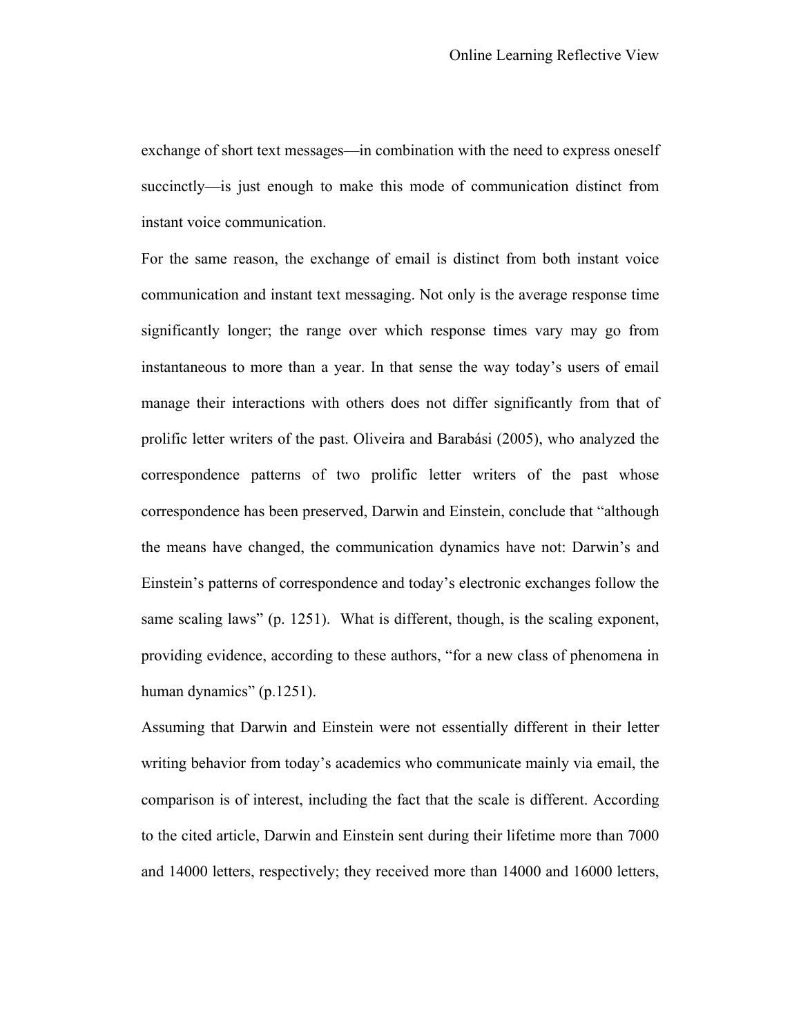exchange of short text messages—in combination with the need to express oneself succinctly—is just enough to make this mode of communication distinct from instant voice communication.

For the same reason, the exchange of email is distinct from both instant voice communication and instant text messaging. Not only is the average response time significantly longer; the range over which response times vary may go from instantaneous to more than a year. In that sense the way today's users of email manage their interactions with others does not differ significantly from that of prolific letter writers of the past. Oliveira and Barabási (2005), who analyzed the correspondence patterns of two prolific letter writers of the past whose correspondence has been preserved, Darwin and Einstein, conclude that "although the means have changed, the communication dynamics have not: Darwin's and Einstein's patterns of correspondence and today's electronic exchanges follow the same scaling laws" (p. 1251). What is different, though, is the scaling exponent, providing evidence, according to these authors, "for a new class of phenomena in human dynamics" (p.1251).

Assuming that Darwin and Einstein were not essentially different in their letter writing behavior from today's academics who communicate mainly via email, the comparison is of interest, including the fact that the scale is different. According to the cited article, Darwin and Einstein sent during their lifetime more than 7000 and 14000 letters, respectively; they received more than 14000 and 16000 letters,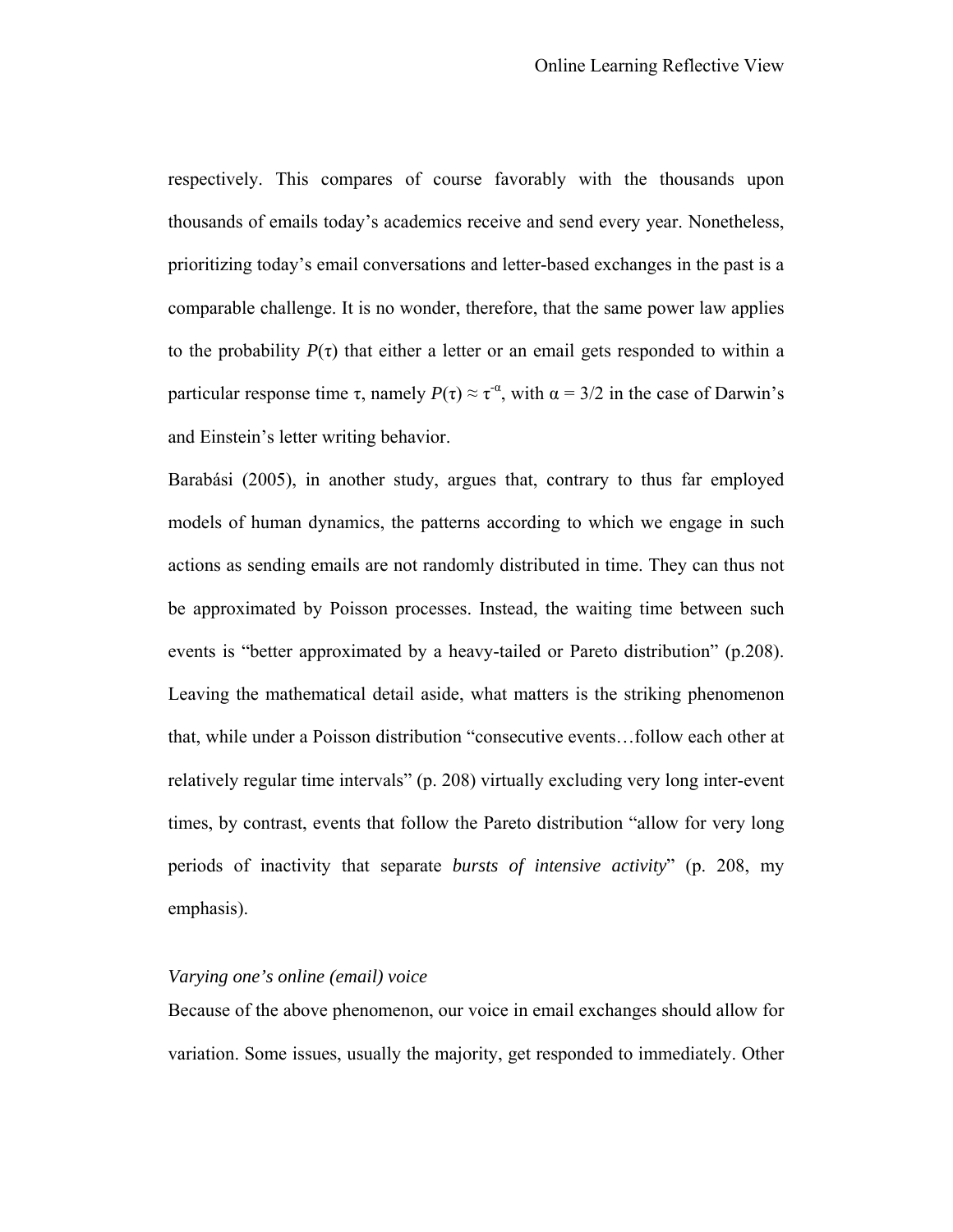respectively. This compares of course favorably with the thousands upon thousands of emails today's academics receive and send every year. Nonetheless, prioritizing today's email conversations and letter-based exchanges in the past is a comparable challenge. It is no wonder, therefore, that the same power law applies to the probability $P(\tau)$ that either a letter or an email gets responded to within a particular response time $\tau$, namely $P(\tau) \approx \tau^{-\alpha}$, with $\alpha = 3/2$ in the case of Darwin's and Einstein's letter writing behavior.

Barabási (2005), in another study, argues that, contrary to thus far employed models of human dynamics, the patterns according to which we engage in such actions as sending emails are not randomly distributed in time. They can thus not be approximated by Poisson processes. Instead, the waiting time between such events is "better approximated by a heavy-tailed or Pareto distribution" (p.208). Leaving the mathematical detail aside, what matters is the striking phenomenon that, while under a Poisson distribution "consecutive events…follow each other at relatively regular time intervals" (p. 208) virtually excluding very long inter-event times, by contrast, events that follow the Pareto distribution "allow for very long periods of inactivity that separate *bursts of intensive activity*" (p. 208, my emphasis).

### *Varying one's online (email) voice*

Because of the above phenomenon, our voice in email exchanges should allow for variation. Some issues, usually the majority, get responded to immediately. Other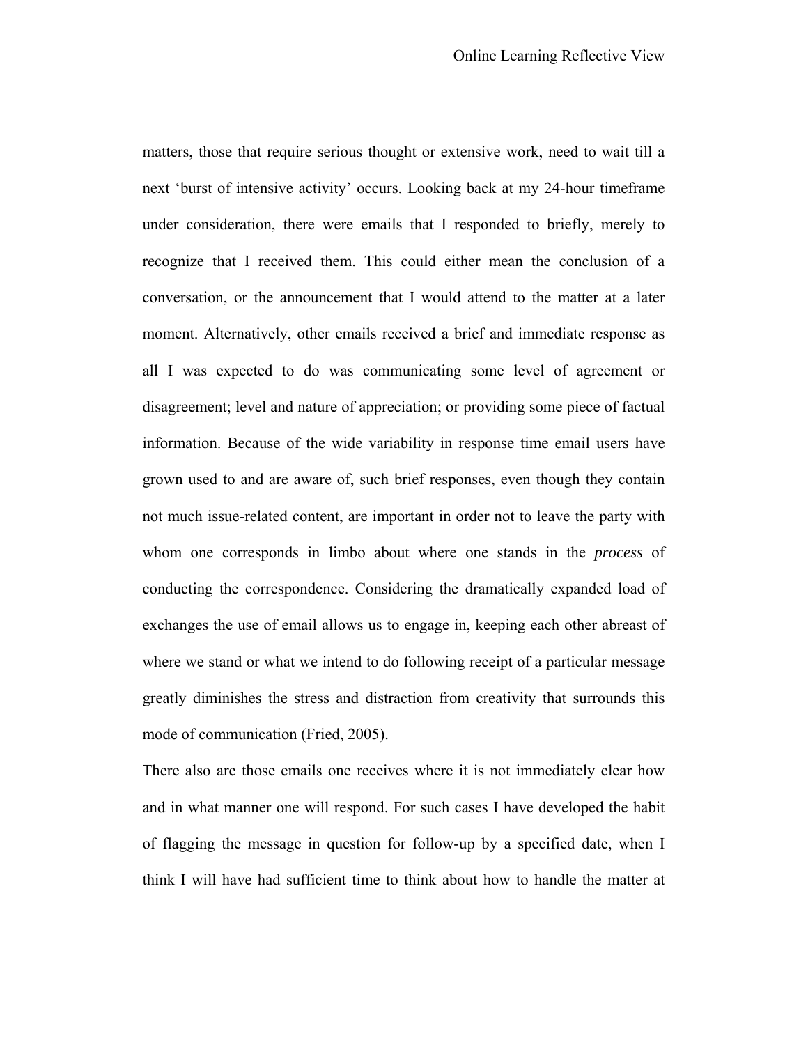matters, those that require serious thought or extensive work, need to wait till a next 'burst of intensive activity' occurs. Looking back at my 24-hour timeframe under consideration, there were emails that I responded to briefly, merely to recognize that I received them. This could either mean the conclusion of a conversation, or the announcement that I would attend to the matter at a later moment. Alternatively, other emails received a brief and immediate response as all I was expected to do was communicating some level of agreement or disagreement; level and nature of appreciation; or providing some piece of factual information. Because of the wide variability in response time email users have grown used to and are aware of, such brief responses, even though they contain not much issue-related content, are important in order not to leave the party with whom one corresponds in limbo about where one stands in the *process* of conducting the correspondence. Considering the dramatically expanded load of exchanges the use of email allows us to engage in, keeping each other abreast of where we stand or what we intend to do following receipt of a particular message greatly diminishes the stress and distraction from creativity that surrounds this mode of communication (Fried, 2005).

There also are those emails one receives where it is not immediately clear how and in what manner one will respond. For such cases I have developed the habit of flagging the message in question for follow-up by a specified date, when I think I will have had sufficient time to think about how to handle the matter at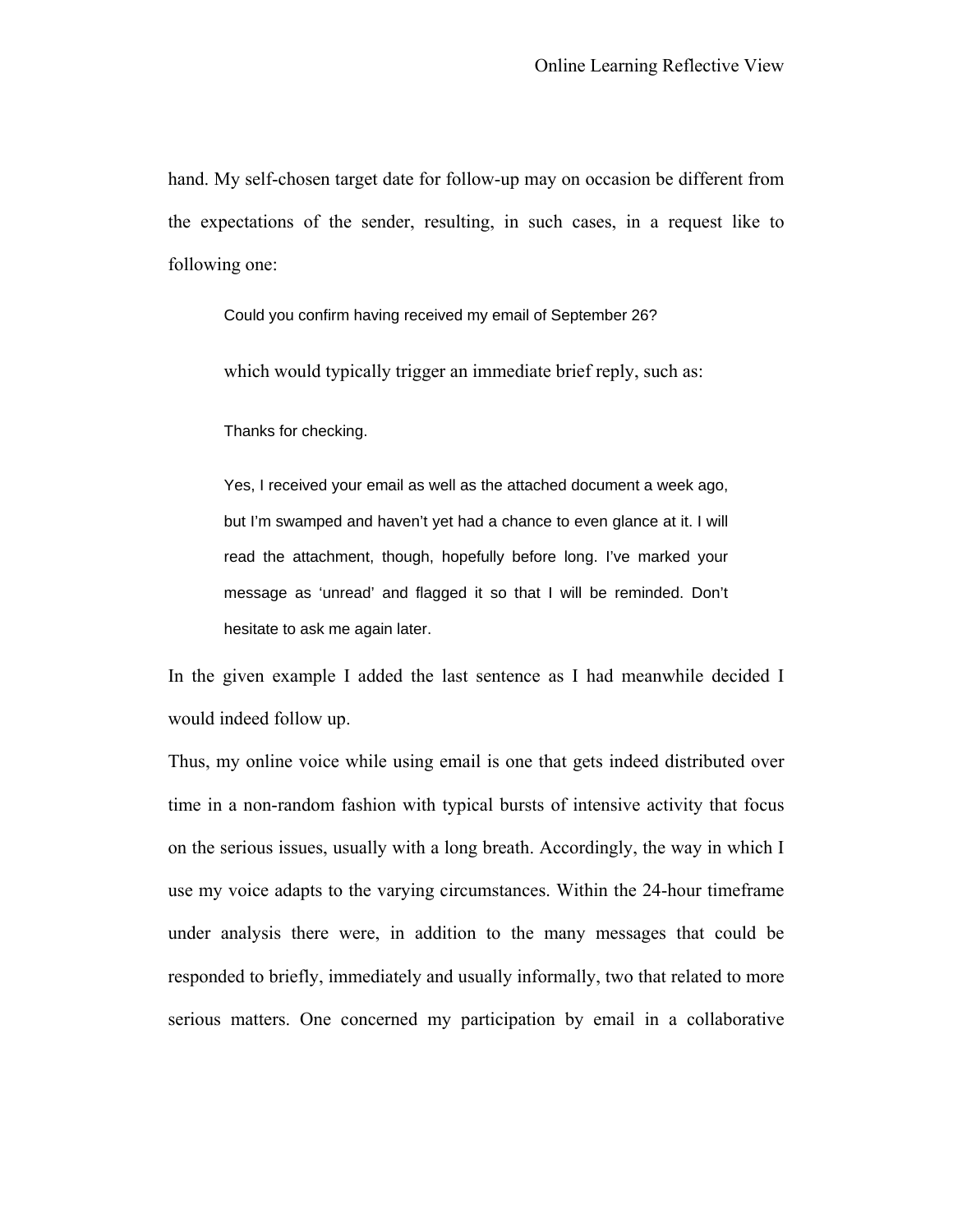hand. My self-chosen target date for follow-up may on occasion be different from the expectations of the sender, resulting, in such cases, in a request like to following one:

> Could you confirm having received my email of September 26?

> which would typically trigger an immediate brief reply, such as:

> Thanks for checking.
>
> Yes, I received your email as well as the attached document a week ago, but I'm swamped and haven't yet had a chance to even glance at it. I will read the attachment, though, hopefully before long. I've marked your message as 'unread' and flagged it so that I will be reminded. Don't hesitate to ask me again later.

In the given example I added the last sentence as I had meanwhile decided I would indeed follow up.

Thus, my online voice while using email is one that gets indeed distributed over time in a non-random fashion with typical bursts of intensive activity that focus on the serious issues, usually with a long breath. Accordingly, the way in which I use my voice adapts to the varying circumstances. Within the 24-hour timeframe under analysis there were, in addition to the many messages that could be responded to briefly, immediately and usually informally, two that related to more serious matters. One concerned my participation by email in a collaborative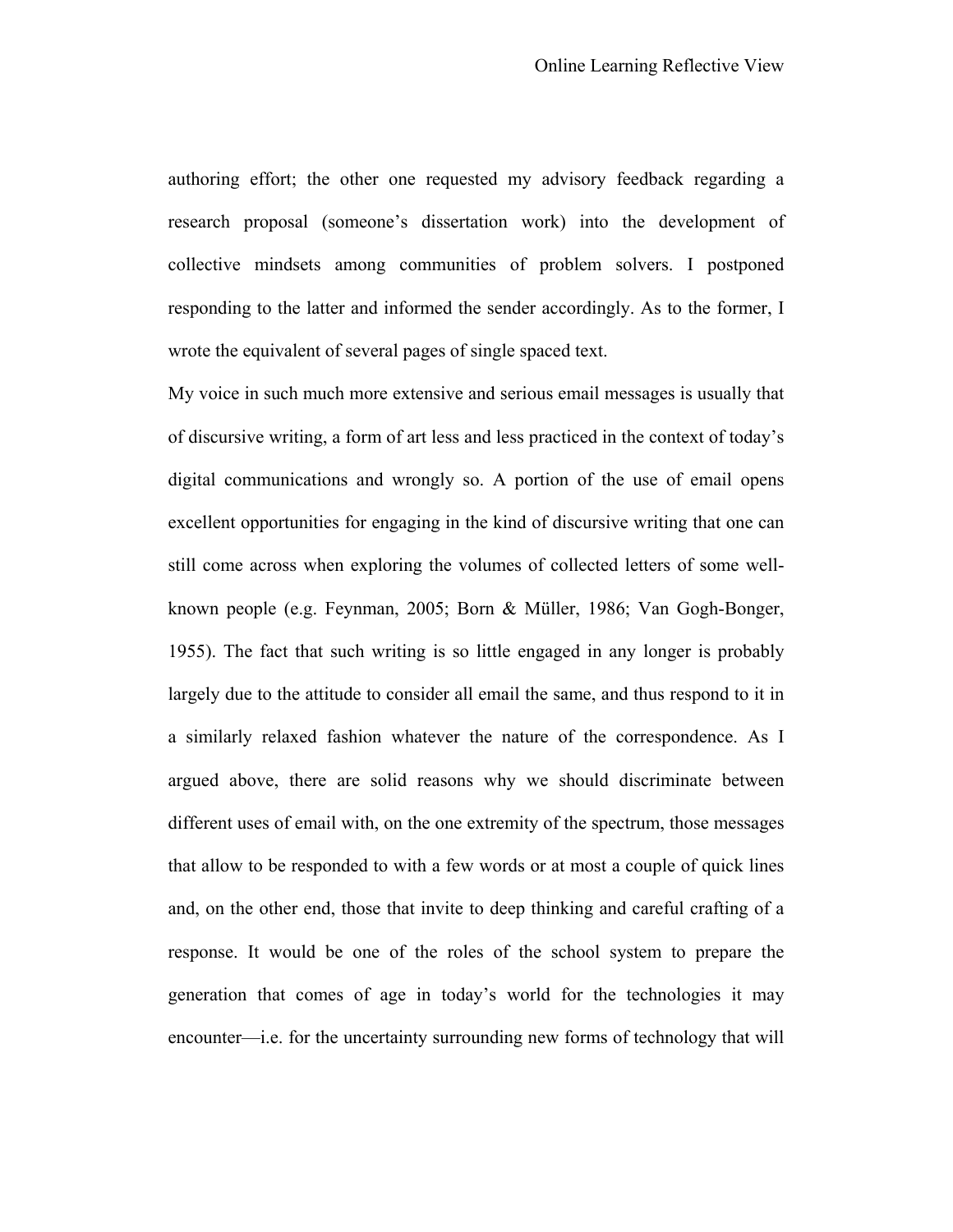authoring effort; the other one requested my advisory feedback regarding a research proposal (someone's dissertation work) into the development of collective mindsets among communities of problem solvers. I postponed responding to the latter and informed the sender accordingly. As to the former, I wrote the equivalent of several pages of single spaced text.

My voice in such much more extensive and serious email messages is usually that of discursive writing, a form of art less and less practiced in the context of today's digital communications and wrongly so. A portion of the use of email opens excellent opportunities for engaging in the kind of discursive writing that one can still come across when exploring the volumes of collected letters of some well-known people (e.g. Feynman, 2005; Born & Müller, 1986; Van Gogh-Bonger, 1955). The fact that such writing is so little engaged in any longer is probably largely due to the attitude to consider all email the same, and thus respond to it in a similarly relaxed fashion whatever the nature of the correspondence. As I argued above, there are solid reasons why we should discriminate between different uses of email with, on the one extremity of the spectrum, those messages that allow to be responded to with a few words or at most a couple of quick lines and, on the other end, those that invite to deep thinking and careful crafting of a response. It would be one of the roles of the school system to prepare the generation that comes of age in today's world for the technologies it may encounter—i.e. for the uncertainty surrounding new forms of technology that will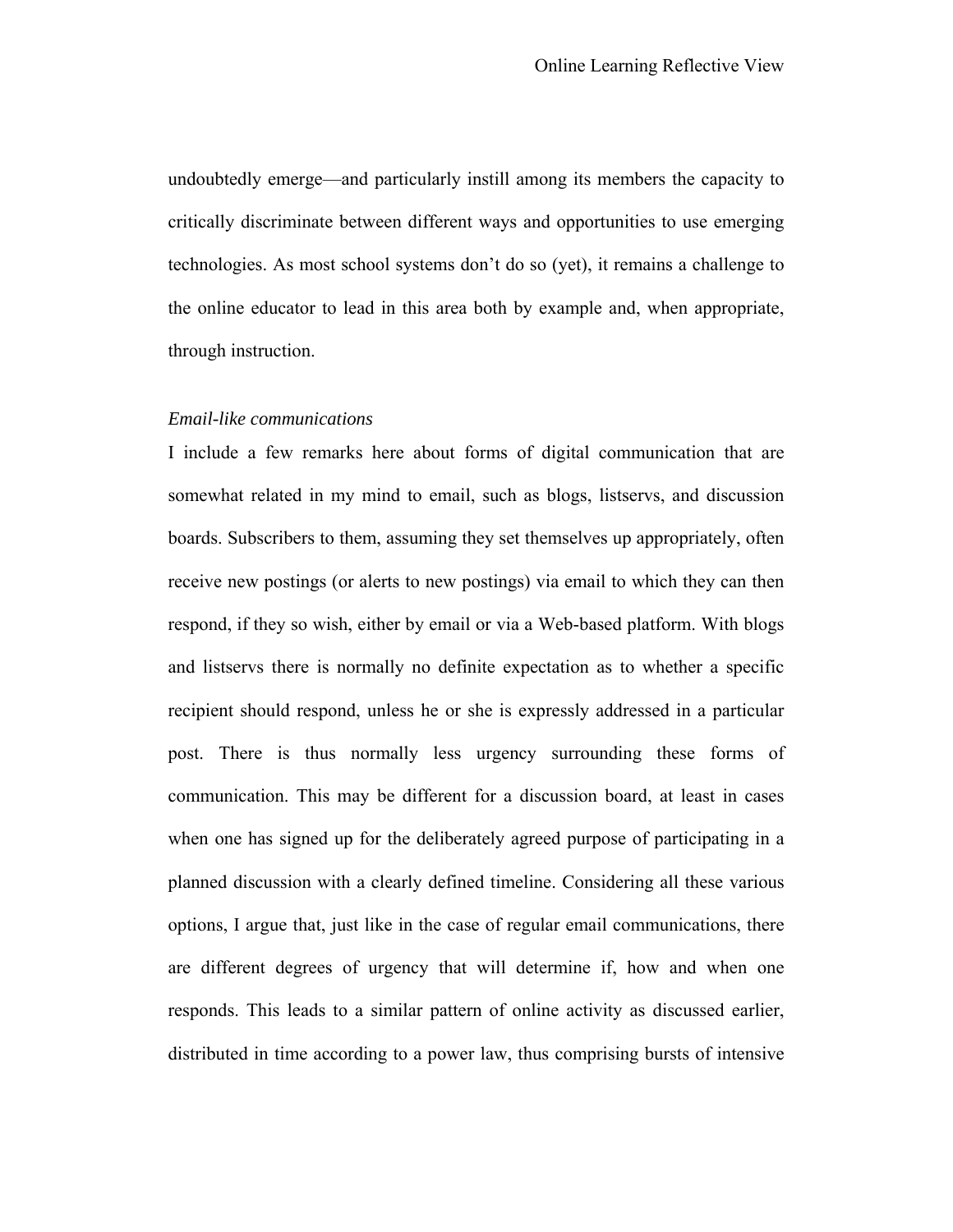undoubtedly emerge—and particularly instill among its members the capacity to critically discriminate between different ways and opportunities to use emerging technologies. As most school systems don't do so (yet), it remains a challenge to the online educator to lead in this area both by example and, when appropriate, through instruction.

*Email-like communications*

I include a few remarks here about forms of digital communication that are somewhat related in my mind to email, such as blogs, listservs, and discussion boards. Subscribers to them, assuming they set themselves up appropriately, often receive new postings (or alerts to new postings) via email to which they can then respond, if they so wish, either by email or via a Web-based platform. With blogs and listservs there is normally no definite expectation as to whether a specific recipient should respond, unless he or she is expressly addressed in a particular post. There is thus normally less urgency surrounding these forms of communication. This may be different for a discussion board, at least in cases when one has signed up for the deliberately agreed purpose of participating in a planned discussion with a clearly defined timeline. Considering all these various options, I argue that, just like in the case of regular email communications, there are different degrees of urgency that will determine if, how and when one responds. This leads to a similar pattern of online activity as discussed earlier, distributed in time according to a power law, thus comprising bursts of intensive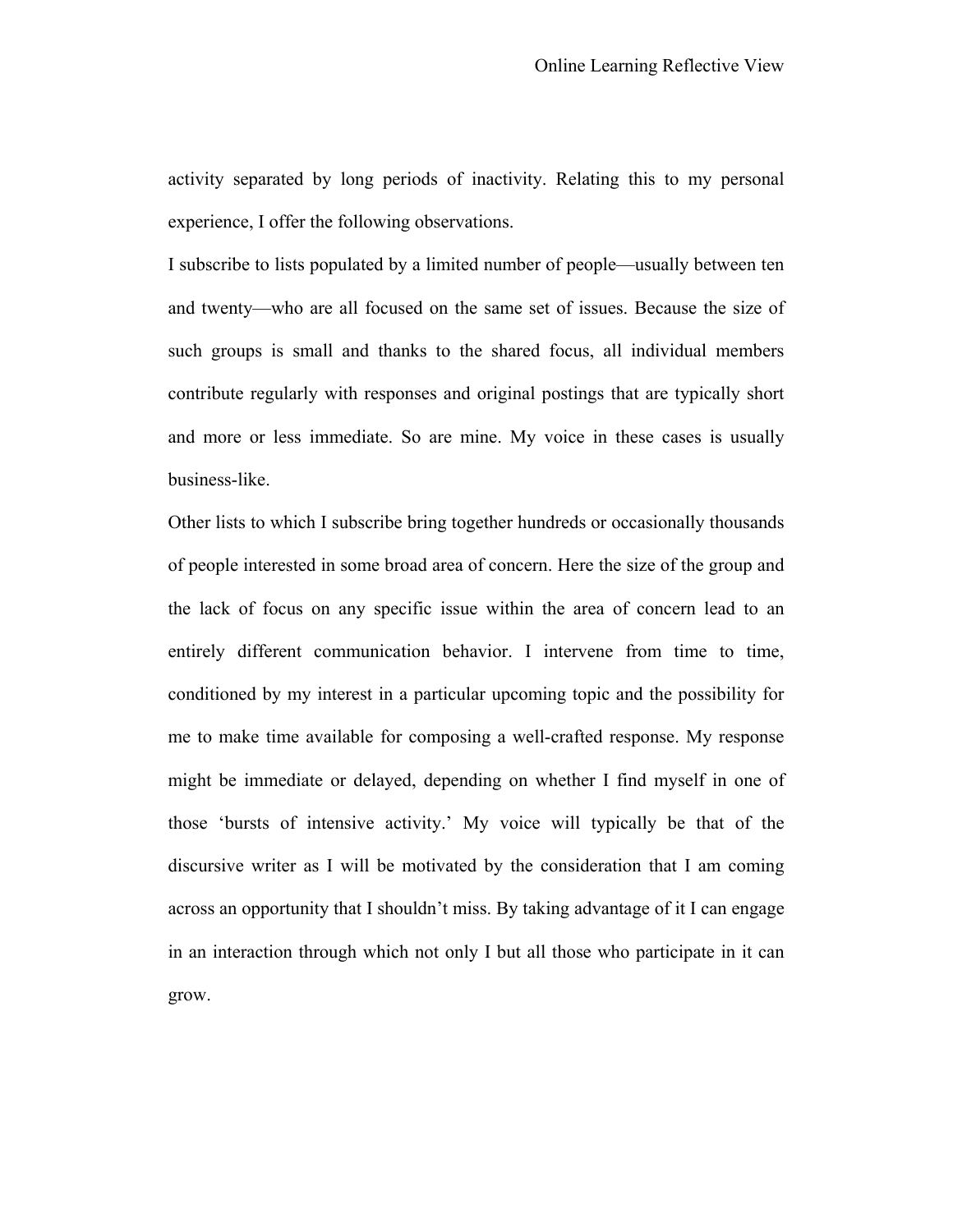activity separated by long periods of inactivity. Relating this to my personal experience, I offer the following observations.

I subscribe to lists populated by a limited number of people—usually between ten and twenty—who are all focused on the same set of issues. Because the size of such groups is small and thanks to the shared focus, all individual members contribute regularly with responses and original postings that are typically short and more or less immediate. So are mine. My voice in these cases is usually business-like.

Other lists to which I subscribe bring together hundreds or occasionally thousands of people interested in some broad area of concern. Here the size of the group and the lack of focus on any specific issue within the area of concern lead to an entirely different communication behavior. I intervene from time to time, conditioned by my interest in a particular upcoming topic and the possibility for me to make time available for composing a well-crafted response. My response might be immediate or delayed, depending on whether I find myself in one of those 'bursts of intensive activity.' My voice will typically be that of the discursive writer as I will be motivated by the consideration that I am coming across an opportunity that I shouldn't miss. By taking advantage of it I can engage in an interaction through which not only I but all those who participate in it can grow.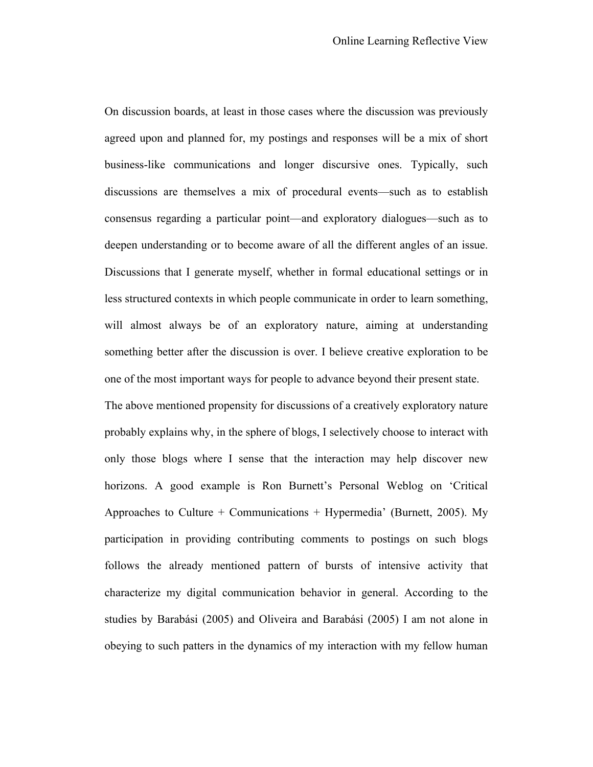On discussion boards, at least in those cases where the discussion was previously agreed upon and planned for, my postings and responses will be a mix of short business-like communications and longer discursive ones. Typically, such discussions are themselves a mix of procedural events—such as to establish consensus regarding a particular point—and exploratory dialogues—such as to deepen understanding or to become aware of all the different angles of an issue. Discussions that I generate myself, whether in formal educational settings or in less structured contexts in which people communicate in order to learn something, will almost always be of an exploratory nature, aiming at understanding something better after the discussion is over. I believe creative exploration to be one of the most important ways for people to advance beyond their present state.

The above mentioned propensity for discussions of a creatively exploratory nature probably explains why, in the sphere of blogs, I selectively choose to interact with only those blogs where I sense that the interaction may help discover new horizons. A good example is Ron Burnett's Personal Weblog on 'Critical Approaches to Culture + Communications + Hypermedia' (Burnett, 2005). My participation in providing contributing comments to postings on such blogs follows the already mentioned pattern of bursts of intensive activity that characterize my digital communication behavior in general. According to the studies by Barabási (2005) and Oliveira and Barabási (2005) I am not alone in obeying to such patters in the dynamics of my interaction with my fellow human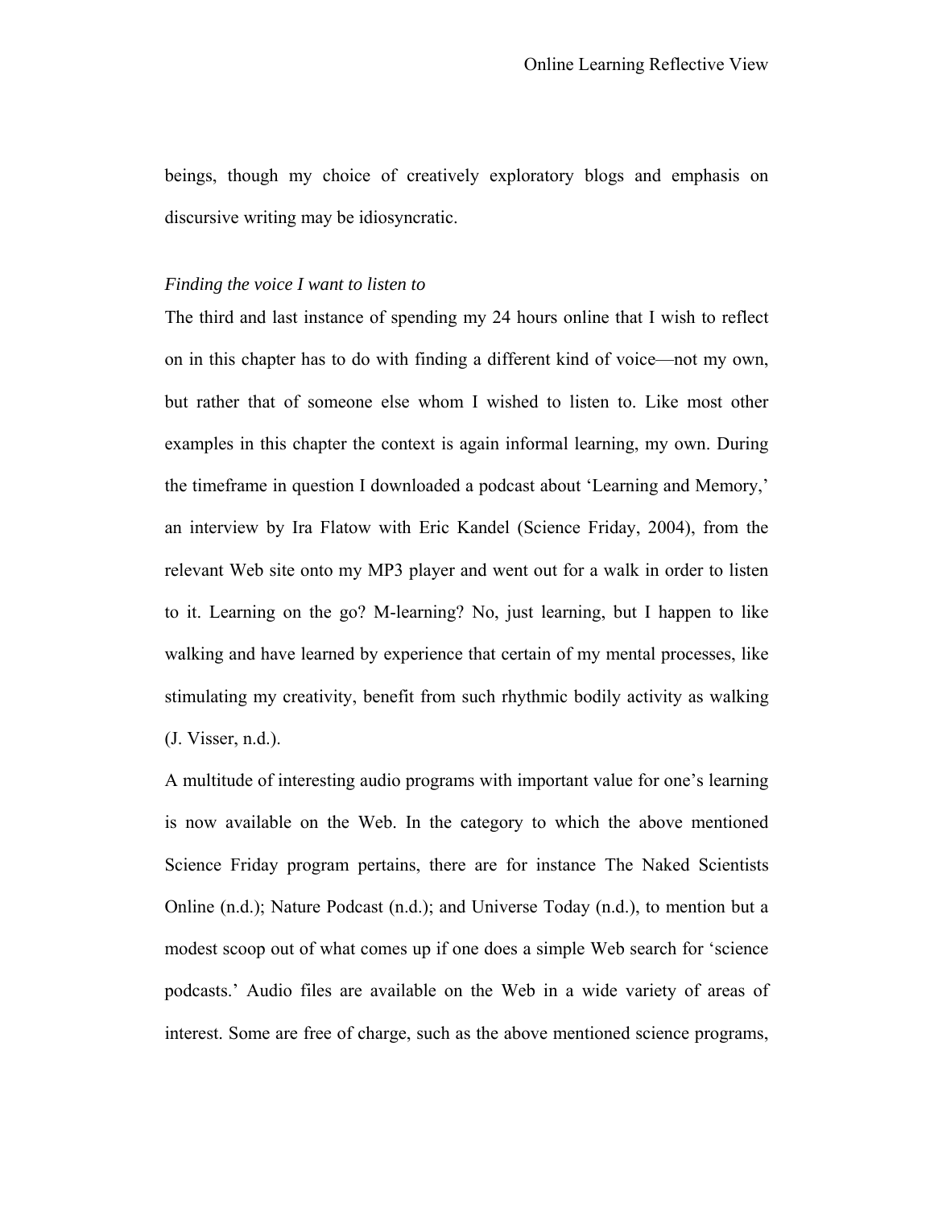beings, though my choice of creatively exploratory blogs and emphasis on discursive writing may be idiosyncratic.

*Finding the voice I want to listen to*

The third and last instance of spending my 24 hours online that I wish to reflect on in this chapter has to do with finding a different kind of voice—not my own, but rather that of someone else whom I wished to listen to. Like most other examples in this chapter the context is again informal learning, my own. During the timeframe in question I downloaded a podcast about 'Learning and Memory,' an interview by Ira Flatow with Eric Kandel (Science Friday, 2004), from the relevant Web site onto my MP3 player and went out for a walk in order to listen to it. Learning on the go? M-learning? No, just learning, but I happen to like walking and have learned by experience that certain of my mental processes, like stimulating my creativity, benefit from such rhythmic bodily activity as walking (J. Visser, n.d.).

A multitude of interesting audio programs with important value for one's learning is now available on the Web. In the category to which the above mentioned Science Friday program pertains, there are for instance The Naked Scientists Online (n.d.); Nature Podcast (n.d.); and Universe Today (n.d.), to mention but a modest scoop out of what comes up if one does a simple Web search for 'science podcasts.' Audio files are available on the Web in a wide variety of areas of interest. Some are free of charge, such as the above mentioned science programs,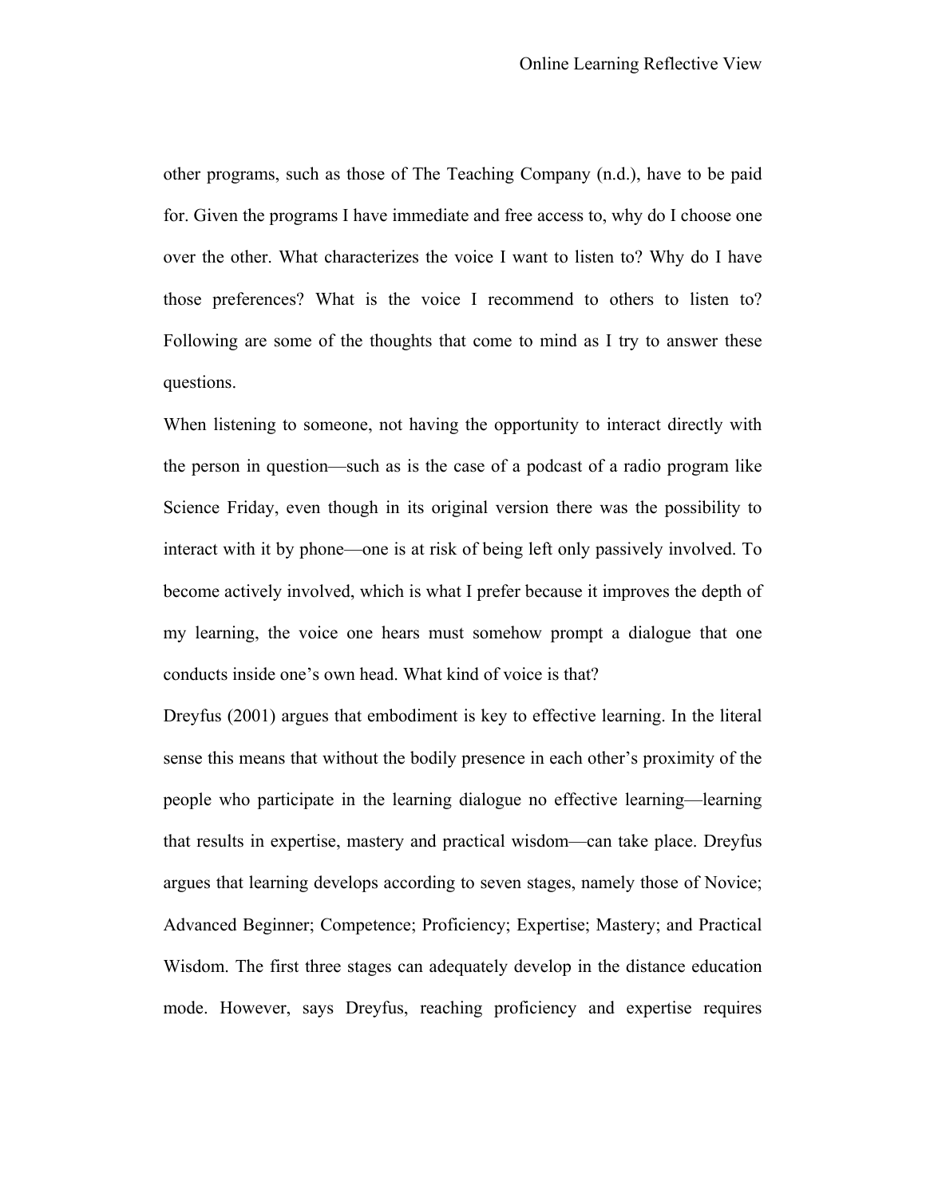other programs, such as those of The Teaching Company (n.d.), have to be paid for. Given the programs I have immediate and free access to, why do I choose one over the other. What characterizes the voice I want to listen to? Why do I have those preferences? What is the voice I recommend to others to listen to? Following are some of the thoughts that come to mind as I try to answer these questions.

When listening to someone, not having the opportunity to interact directly with the person in question—such as is the case of a podcast of a radio program like Science Friday, even though in its original version there was the possibility to interact with it by phone—one is at risk of being left only passively involved. To become actively involved, which is what I prefer because it improves the depth of my learning, the voice one hears must somehow prompt a dialogue that one conducts inside one's own head. What kind of voice is that?

Dreyfus (2001) argues that embodiment is key to effective learning. In the literal sense this means that without the bodily presence in each other's proximity of the people who participate in the learning dialogue no effective learning—learning that results in expertise, mastery and practical wisdom—can take place. Dreyfus argues that learning develops according to seven stages, namely those of Novice; Advanced Beginner; Competence; Proficiency; Expertise; Mastery; and Practical Wisdom. The first three stages can adequately develop in the distance education mode. However, says Dreyfus, reaching proficiency and expertise requires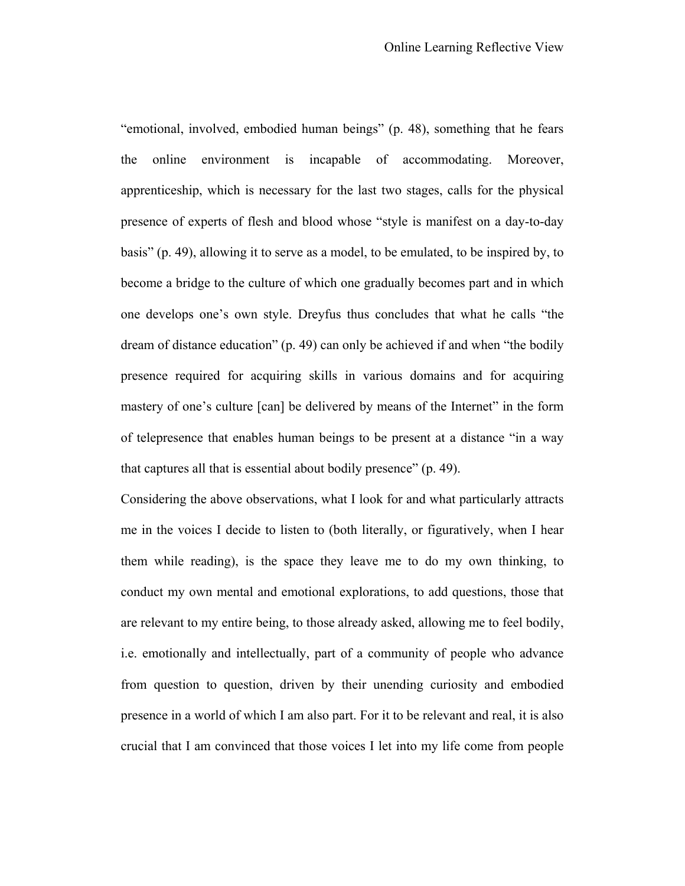"emotional, involved, embodied human beings" (p. 48), something that he fears the online environment is incapable of accommodating. Moreover, apprenticeship, which is necessary for the last two stages, calls for the physical presence of experts of flesh and blood whose "style is manifest on a day-to-day basis" (p. 49), allowing it to serve as a model, to be emulated, to be inspired by, to become a bridge to the culture of which one gradually becomes part and in which one develops one's own style. Dreyfus thus concludes that what he calls "the dream of distance education" (p. 49) can only be achieved if and when "the bodily presence required for acquiring skills in various domains and for acquiring mastery of one's culture [can] be delivered by means of the Internet" in the form of telepresence that enables human beings to be present at a distance "in a way that captures all that is essential about bodily presence" (p. 49).

Considering the above observations, what I look for and what particularly attracts me in the voices I decide to listen to (both literally, or figuratively, when I hear them while reading), is the space they leave me to do my own thinking, to conduct my own mental and emotional explorations, to add questions, those that are relevant to my entire being, to those already asked, allowing me to feel bodily, i.e. emotionally and intellectually, part of a community of people who advance from question to question, driven by their unending curiosity and embodied presence in a world of which I am also part. For it to be relevant and real, it is also crucial that I am convinced that those voices I let into my life come from people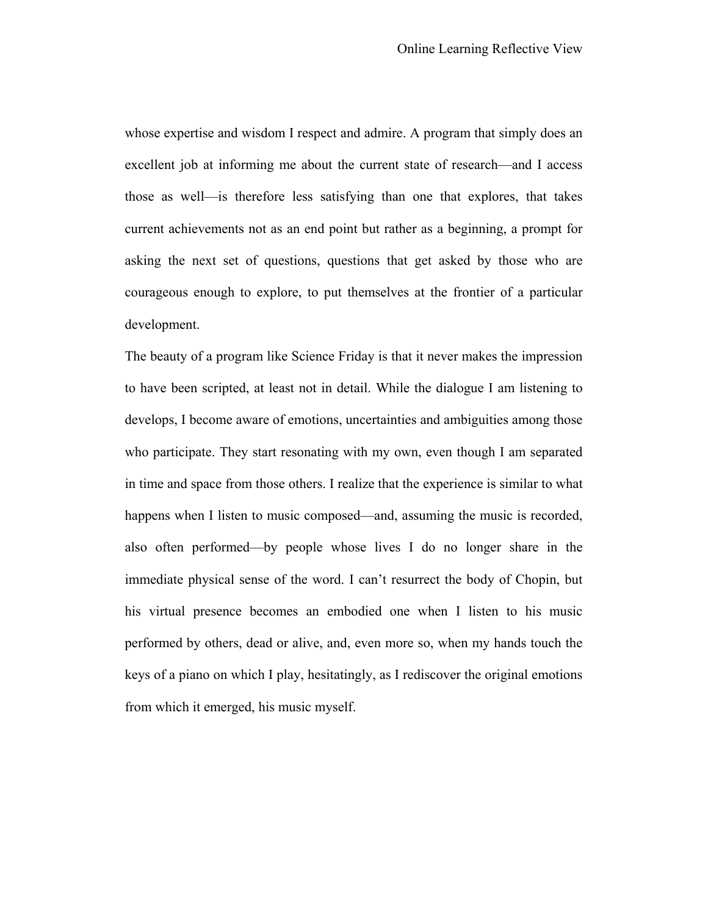whose expertise and wisdom I respect and admire. A program that simply does an excellent job at informing me about the current state of research—and I access those as well—is therefore less satisfying than one that explores, that takes current achievements not as an end point but rather as a beginning, a prompt for asking the next set of questions, questions that get asked by those who are courageous enough to explore, to put themselves at the frontier of a particular development.

The beauty of a program like Science Friday is that it never makes the impression to have been scripted, at least not in detail. While the dialogue I am listening to develops, I become aware of emotions, uncertainties and ambiguities among those who participate. They start resonating with my own, even though I am separated in time and space from those others. I realize that the experience is similar to what happens when I listen to music composed—and, assuming the music is recorded, also often performed—by people whose lives I do no longer share in the immediate physical sense of the word. I can't resurrect the body of Chopin, but his virtual presence becomes an embodied one when I listen to his music performed by others, dead or alive, and, even more so, when my hands touch the keys of a piano on which I play, hesitatingly, as I rediscover the original emotions from which it emerged, his music myself.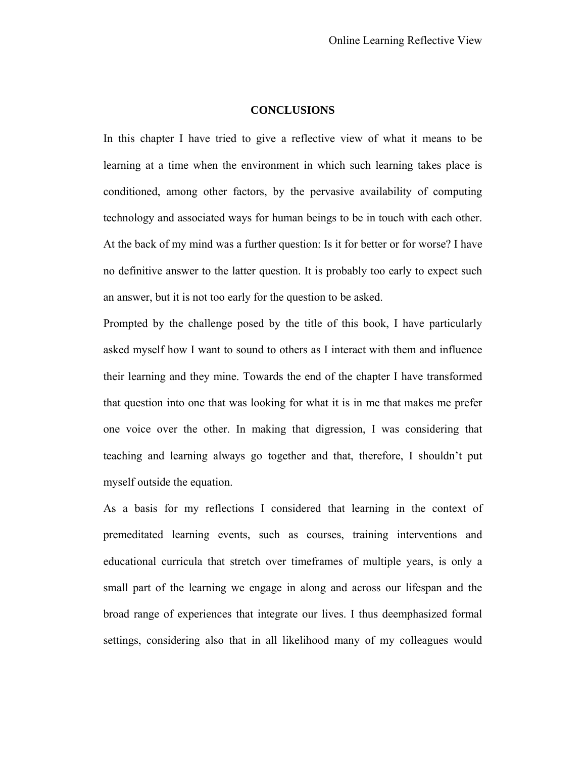## CONCLUSIONS

In this chapter I have tried to give a reflective view of what it means to be learning at a time when the environment in which such learning takes place is conditioned, among other factors, by the pervasive availability of computing technology and associated ways for human beings to be in touch with each other. At the back of my mind was a further question: Is it for better or for worse? I have no definitive answer to the latter question. It is probably too early to expect such an answer, but it is not too early for the question to be asked.

Prompted by the challenge posed by the title of this book, I have particularly asked myself how I want to sound to others as I interact with them and influence their learning and they mine. Towards the end of the chapter I have transformed that question into one that was looking for what it is in me that makes me prefer one voice over the other. In making that digression, I was considering that teaching and learning always go together and that, therefore, I shouldn't put myself outside the equation.

As a basis for my reflections I considered that learning in the context of premeditated learning events, such as courses, training interventions and educational curricula that stretch over timeframes of multiple years, is only a small part of the learning we engage in along and across our lifespan and the broad range of experiences that integrate our lives. I thus deemphasized formal settings, considering also that in all likelihood many of my colleagues would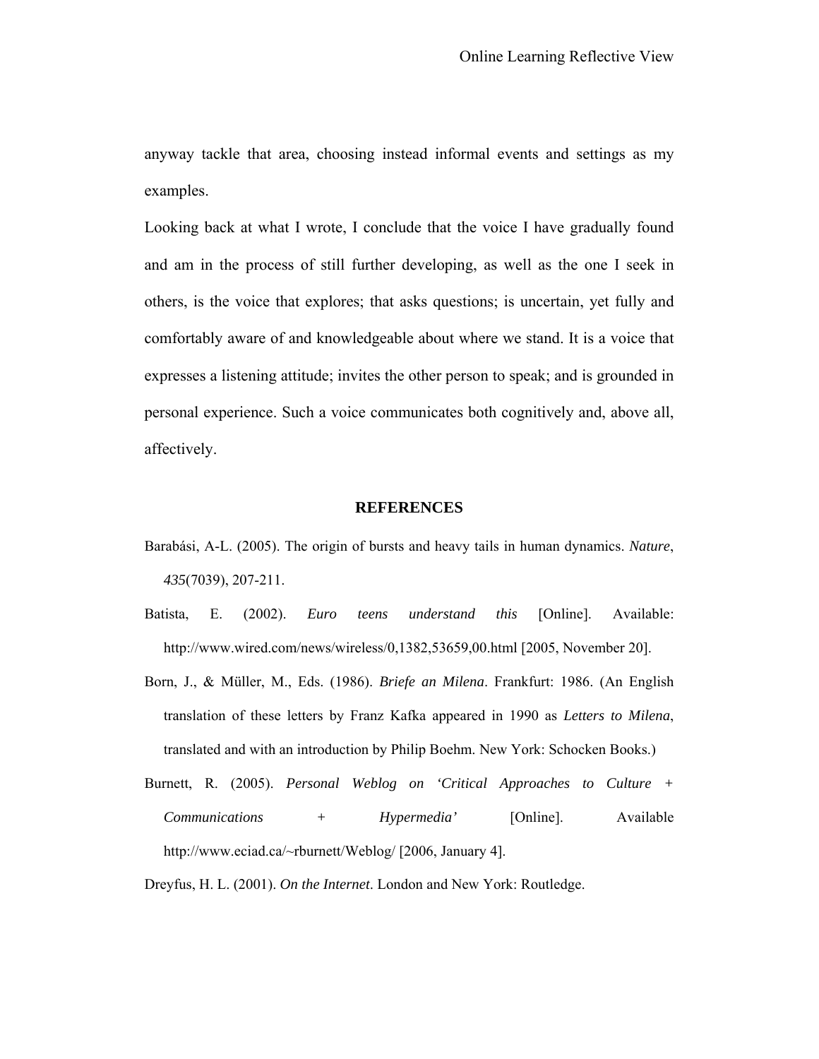anyway tackle that area, choosing instead informal events and settings as my examples.

Looking back at what I wrote, I conclude that the voice I have gradually found and am in the process of still further developing, as well as the one I seek in others, is the voice that explores; that asks questions; is uncertain, yet fully and comfortably aware of and knowledgeable about where we stand. It is a voice that expresses a listening attitude; invites the other person to speak; and is grounded in personal experience. Such a voice communicates both cognitively and, above all, affectively.

## REFERENCES

Barabási, A-L. (2005). The origin of bursts and heavy tails in human dynamics. *Nature*, *435*(7039), 207-211.

Batista, E. (2002). *Euro teens understand this* [Online]. Available: http://www.wired.com/news/wireless/0,1382,53659,00.html [2005, November 20].

Born, J., & Müller, M., Eds. (1986). *Briefe an Milena*. Frankfurt: 1986. (An English translation of these letters by Franz Kafka appeared in 1990 as *Letters to Milena*, translated and with an introduction by Philip Boehm. New York: Schocken Books.)

Burnett, R. (2005). *Personal Weblog on 'Critical Approaches to Culture + Communications + Hypermedia'* [Online]. Available http://www.eciad.ca/~rburnett/Weblog/ [2006, January 4].

Dreyfus, H. L. (2001). *On the Internet*. London and New York: Routledge.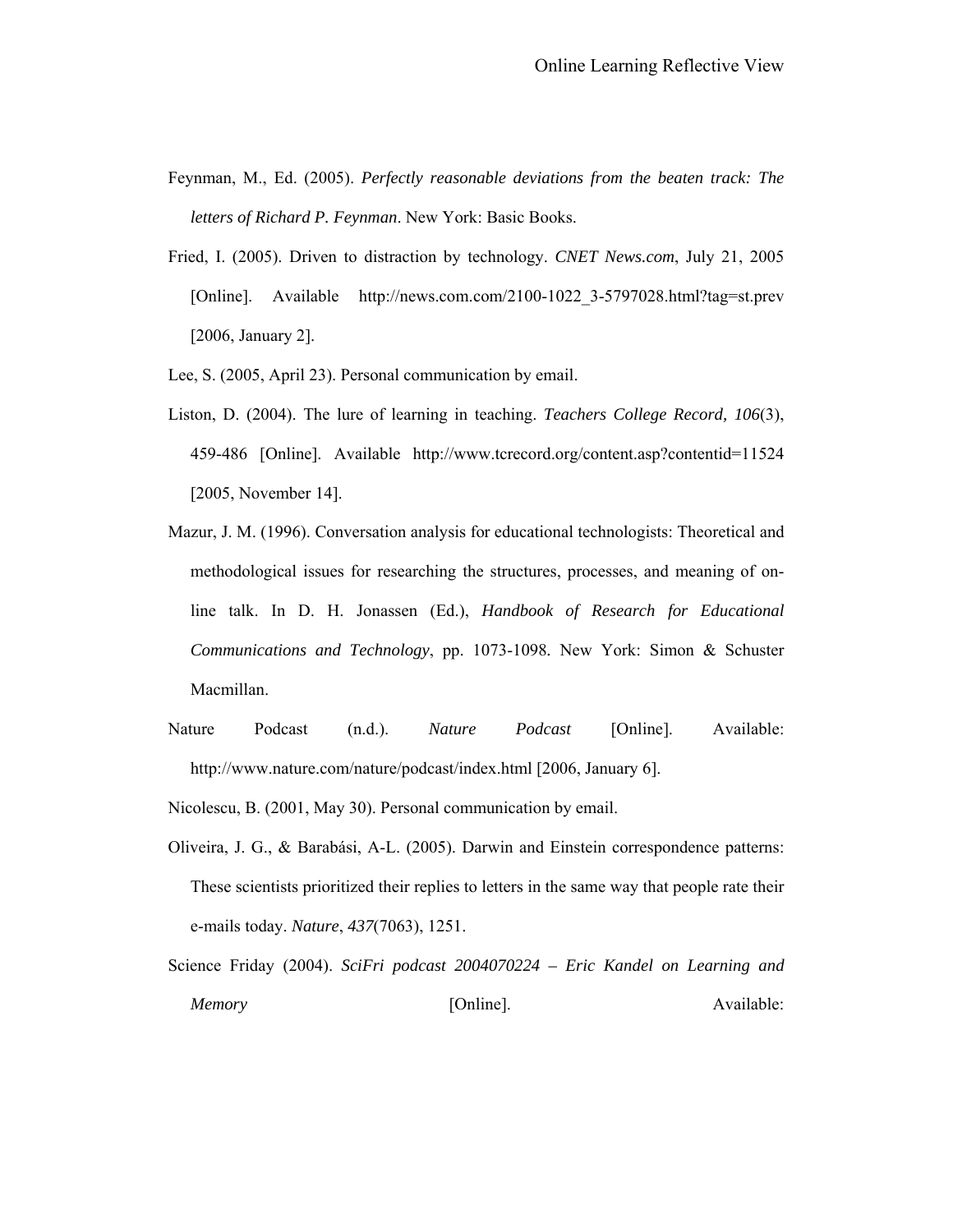Feynman, M., Ed. (2005). *Perfectly reasonable deviations from the beaten track: The letters of Richard P. Feynman*. New York: Basic Books.

Fried, I. (2005). Driven to distraction by technology. *CNET News.com*, July 21, 2005 [Online]. Available http://news.com.com/2100-1022_3-5797028.html?tag=st.prev [2006, January 2].

Lee, S. (2005, April 23). Personal communication by email.

Liston, D. (2004). The lure of learning in teaching. *Teachers College Record, 106*(3), 459-486 [Online]. Available http://www.tcrecord.org/content.asp?contentid=11524 [2005, November 14].

Mazur, J. M. (1996). Conversation analysis for educational technologists: Theoretical and methodological issues for researching the structures, processes, and meaning of on-line talk. In D. H. Jonassen (Ed.), *Handbook of Research for Educational Communications and Technology*, pp. 1073-1098. New York: Simon & Schuster Macmillan.

Nature Podcast (n.d.). *Nature Podcast* [Online]. Available: http://www.nature.com/nature/podcast/index.html [2006, January 6].

Nicolescu, B. (2001, May 30). Personal communication by email.

Oliveira, J. G., & Barabási, A-L. (2005). Darwin and Einstein correspondence patterns: These scientists prioritized their replies to letters in the same way that people rate their e-mails today. *Nature*, *437*(7063), 1251.

Science Friday (2004). *SciFri podcast 2004070224 – Eric Kandel on Learning and Memory* [Online]. Available: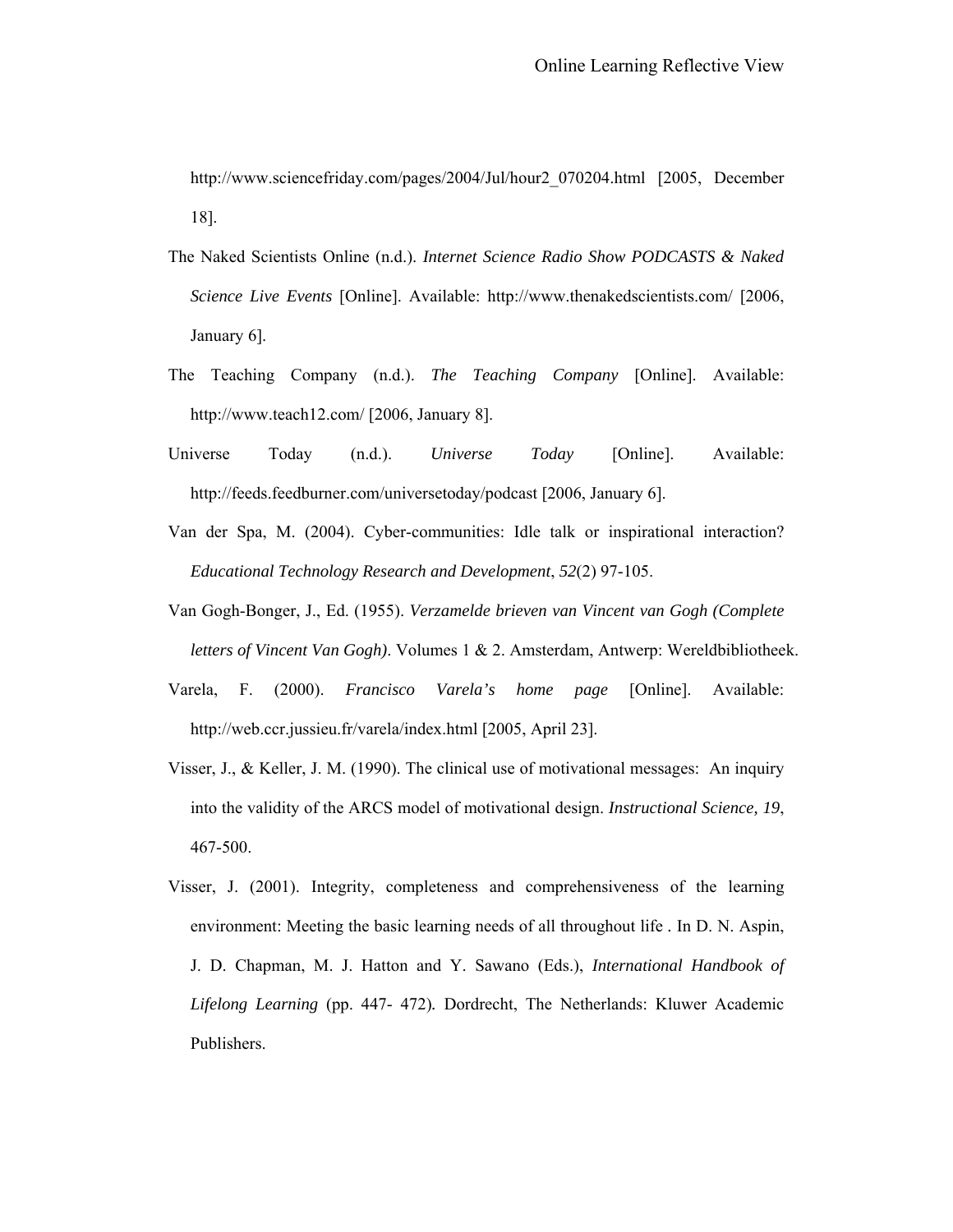http://www.sciencefriday.com/pages/2004/Jul/hour2_070204.html [2005, December 18].

The Naked Scientists Online (n.d.). *Internet Science Radio Show PODCASTS & Naked Science Live Events* [Online]. Available: http://www.thenakedscientists.com/ [2006, January 6].

The Teaching Company (n.d.). *The Teaching Company* [Online]. Available: http://www.teach12.com/ [2006, January 8].

Universe Today (n.d.). *Universe Today* [Online]. Available: http://feeds.feedburner.com/universetoday/podcast [2006, January 6].

Van der Spa, M. (2004). Cyber-communities: Idle talk or inspirational interaction? *Educational Technology Research and Development*, *52*(2) 97-105.

Van Gogh-Bonger, J., Ed. (1955). *Verzamelde brieven van Vincent van Gogh (Complete letters of Vincent Van Gogh)*. Volumes 1 & 2. Amsterdam, Antwerp: Wereldbibliotheek.

Varela, F. (2000). *Francisco Varela's home page* [Online]. Available: http://web.ccr.jussieu.fr/varela/index.html [2005, April 23].

Visser, J., & Keller, J. M. (1990). The clinical use of motivational messages: An inquiry into the validity of the ARCS model of motivational design. *Instructional Science, 19*, 467-500.

Visser, J. (2001). Integrity, completeness and comprehensiveness of the learning environment: Meeting the basic learning needs of all throughout life . In D. N. Aspin, J. D. Chapman, M. J. Hatton and Y. Sawano (Eds.), *International Handbook of Lifelong Learning* (pp. 447- 472). Dordrecht, The Netherlands: Kluwer Academic Publishers.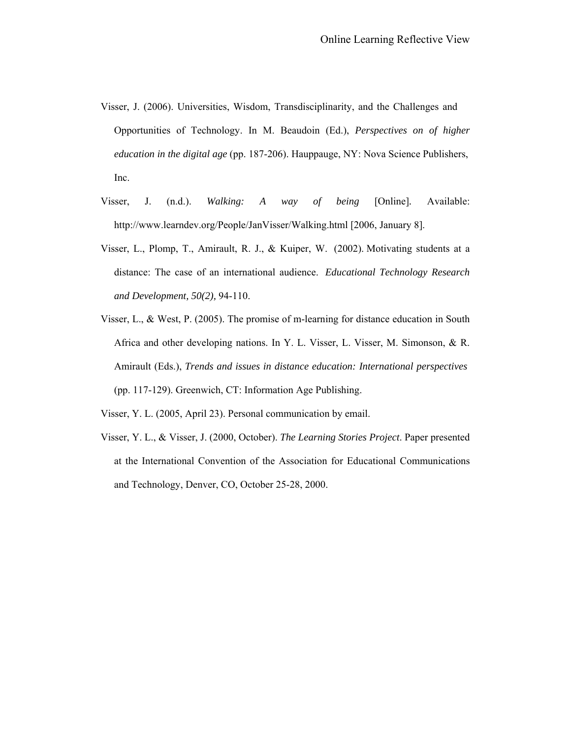Visser, J. (2006). Universities, Wisdom, Transdisciplinarity, and the Challenges and Opportunities of Technology. In M. Beaudoin (Ed.), *Perspectives on of higher education in the digital age* (pp. 187-206). Hauppauge, NY: Nova Science Publishers, Inc.

Visser, J. (n.d.). *Walking: A way of being* [Online]. Available: http://www.learndev.org/People/JanVisser/Walking.html [2006, January 8].

Visser, L., Plomp, T., Amirault, R. J., & Kuiper, W. (2002). Motivating students at a distance: The case of an international audience. *Educational Technology Research and Development, 50(2),* 94-110.

Visser, L., & West, P. (2005). The promise of m-learning for distance education in South Africa and other developing nations. In Y. L. Visser, L. Visser, M. Simonson, & R. Amirault (Eds.), *Trends and issues in distance education: International perspectives* (pp. 117-129). Greenwich, CT: Information Age Publishing.

Visser, Y. L. (2005, April 23). Personal communication by email.

Visser, Y. L., & Visser, J. (2000, October). *The Learning Stories Project*. Paper presented at the International Convention of the Association for Educational Communications and Technology, Denver, CO, October 25-28, 2000.